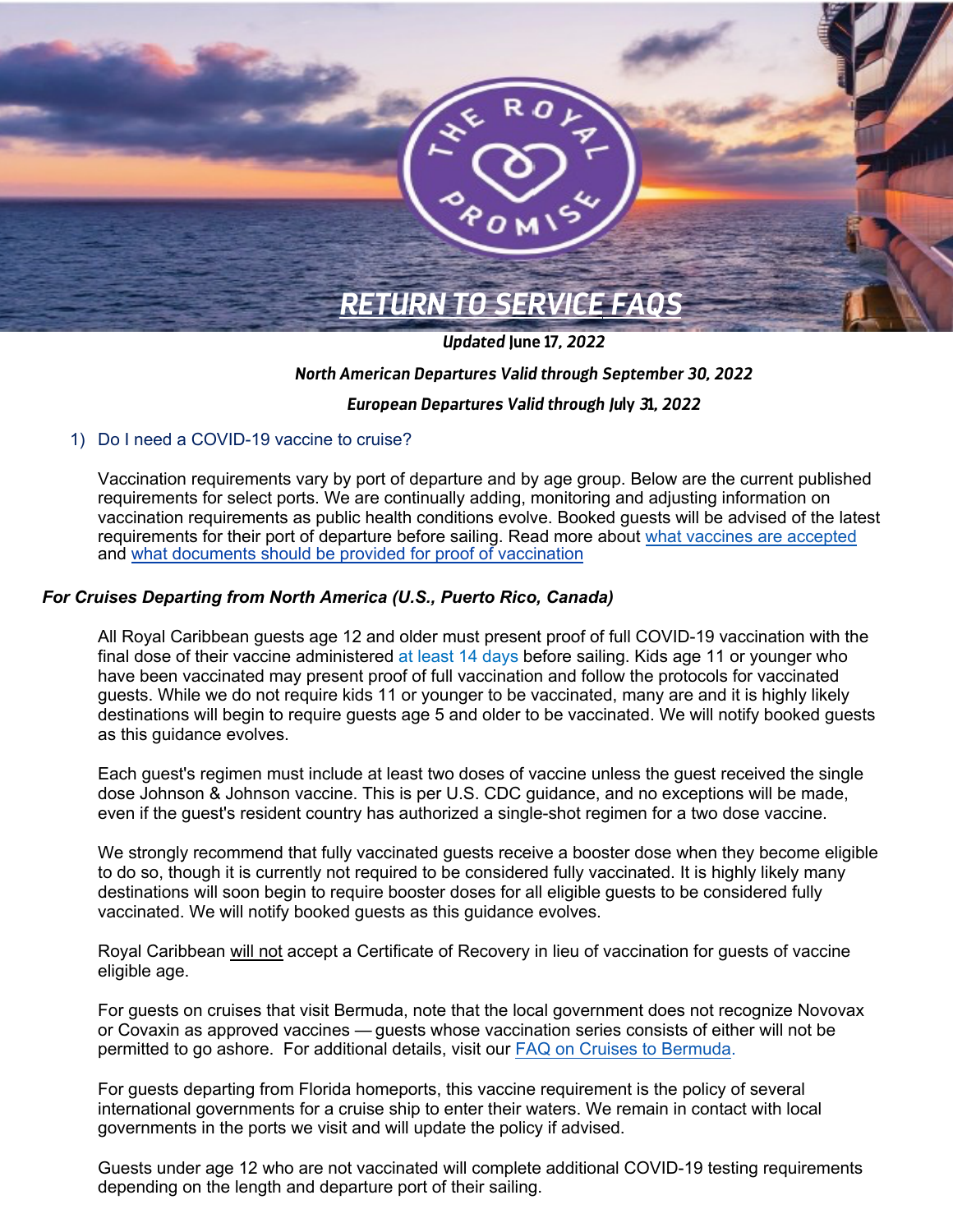# RETURN TO SERVICE FAQS

***Updated June 17, 2022***

***North American Departures Valid through September 30, 2022***

***European Departures Valid through July 31, 2022***

## 1) Do I need a COVID-19 vaccine to cruise?

Vaccination requirements vary by port of departure and by age group. Below are the current published requirements for select ports. We are continually adding, monitoring and adjusting information on vaccination requirements as public health conditions evolve. Booked guests will be advised of the latest requirements for their port of departure before sailing. Read more about what vaccines are accepted and what documents should be provided for proof of vaccination

### *For Cruises Departing from North America (U.S., Puerto Rico, Canada)*

All Royal Caribbean guests age 12 and older must present proof of full COVID-19 vaccination with the final dose of their vaccine administered at least 14 days before sailing. Kids age 11 or younger who have been vaccinated may present proof of full vaccination and follow the protocols for vaccinated guests. While we do not require kids 11 or younger to be vaccinated, many are and it is highly likely destinations will begin to require guests age 5 and older to be vaccinated. We will notify booked guests as this guidance evolves.

Each guest's regimen must include at least two doses of vaccine unless the guest received the single dose Johnson & Johnson vaccine. This is per U.S. CDC guidance, and no exceptions will be made, even if the guest's resident country has authorized a single-shot regimen for a two dose vaccine.

We strongly recommend that fully vaccinated guests receive a booster dose when they become eligible to do so, though it is currently not required to be considered fully vaccinated. It is highly likely many destinations will soon begin to require booster doses for all eligible guests to be considered fully vaccinated. We will notify booked guests as this guidance evolves.

Royal Caribbean will not accept a Certificate of Recovery in lieu of vaccination for guests of vaccine eligible age.

For guests on cruises that visit Bermuda, note that the local government does not recognize Novovax or Covaxin as approved vaccines — guests whose vaccination series consists of either will not be permitted to go ashore. For additional details, visit our FAQ on Cruises to Bermuda.

For guests departing from Florida homeports, this vaccine requirement is the policy of several international governments for a cruise ship to enter their waters. We remain in contact with local governments in the ports we visit and will update the policy if advised.

Guests under age 12 who are not vaccinated will complete additional COVID-19 testing requirements depending on the length and departure port of their sailing.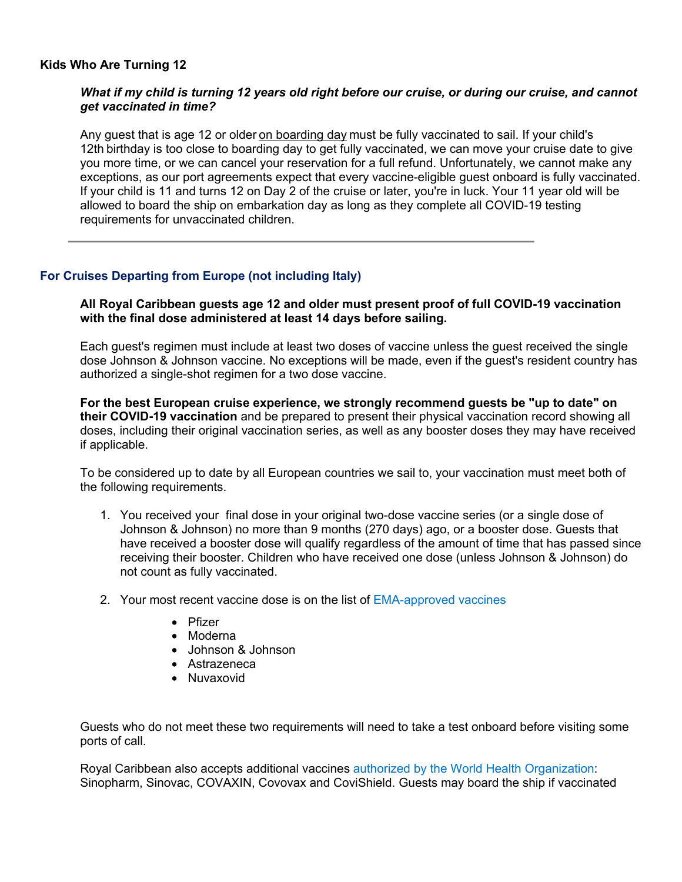**Kids Who Are Turning 12**

***What if my child is turning 12 years old right before our cruise, or during our cruise, and cannot get vaccinated in time?***

Any guest that is age 12 or older on boarding day must be fully vaccinated to sail. If your child's 12th birthday is too close to boarding day to get fully vaccinated, we can move your cruise date to give you more time, or we can cancel your reservation for a full refund. Unfortunately, we cannot make any exceptions, as our port agreements expect that every vaccine-eligible guest onboard is fully vaccinated. If your child is 11 and turns 12 on Day 2 of the cruise or later, you're in luck. Your 11 year old will be allowed to board the ship on embarkation day as long as they complete all COVID-19 testing requirements for unvaccinated children.

---

## For Cruises Departing from Europe (not including Italy)

**All Royal Caribbean guests age 12 and older must present proof of full COVID-19 vaccination with the final dose administered at least 14 days before sailing.**

Each guest's regimen must include at least two doses of vaccine unless the guest received the single dose Johnson & Johnson vaccine. No exceptions will be made, even if the guest's resident country has authorized a single-shot regimen for a two dose vaccine.

**For the best European cruise experience, we strongly recommend guests be "up to date" on their COVID-19 vaccination** and be prepared to present their physical vaccination record showing all doses, including their original vaccination series, as well as any booster doses they may have received if applicable.

To be considered up to date by all European countries we sail to, your vaccination must meet both of the following requirements.

1. You received your final dose in your original two-dose vaccine series (or a single dose of Johnson & Johnson) no more than 9 months (270 days) ago, or a booster dose. Guests that have received a booster dose will qualify regardless of the amount of time that has passed since receiving their booster. Children who have received one dose (unless Johnson & Johnson) do not count as fully vaccinated.

2. Your most recent vaccine dose is on the list of EMA-approved vaccines
   - Pfizer
   - Moderna
   - Johnson & Johnson
   - Astrazeneca
   - Nuvaxovid

Guests who do not meet these two requirements will need to take a test onboard before visiting some ports of call.

Royal Caribbean also accepts additional vaccines authorized by the World Health Organization: Sinopharm, Sinovac, COVAXIN, Covovax and CoviShield. Guests may board the ship if vaccinated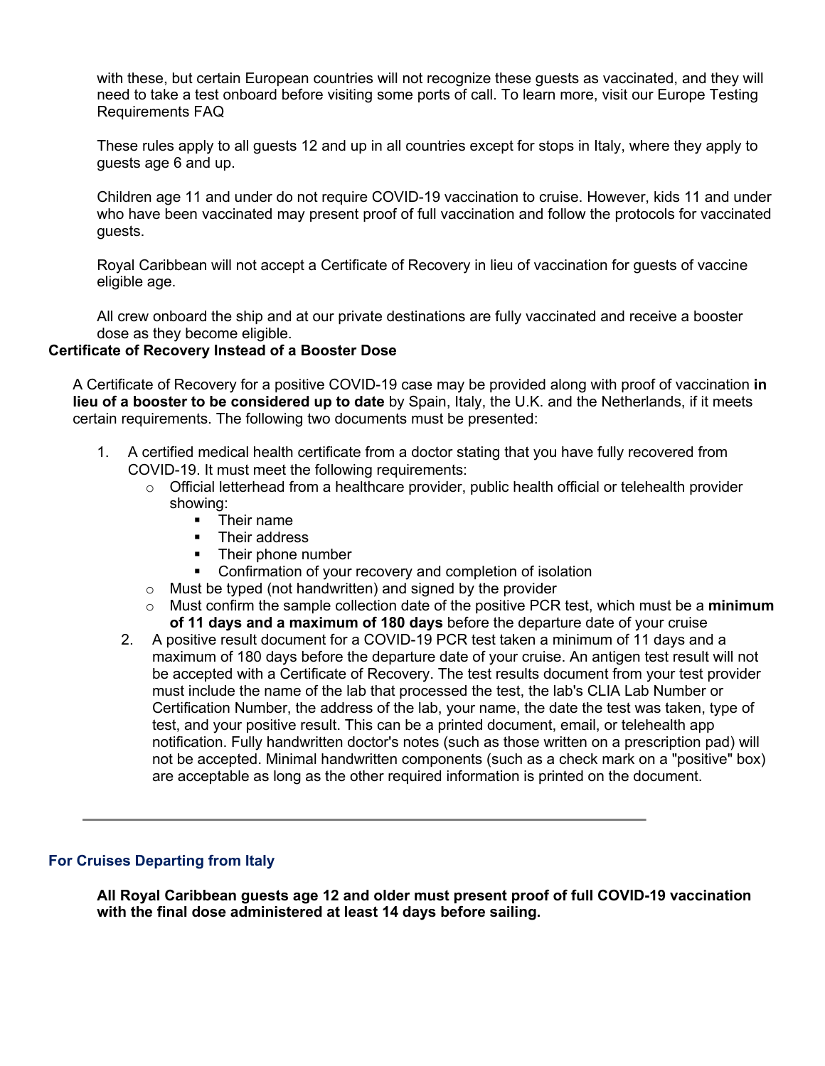with these, but certain European countries will not recognize these guests as vaccinated, and they will need to take a test onboard before visiting some ports of call. To learn more, visit our Europe Testing Requirements FAQ

These rules apply to all guests 12 and up in all countries except for stops in Italy, where they apply to guests age 6 and up.

Children age 11 and under do not require COVID-19 vaccination to cruise. However, kids 11 and under who have been vaccinated may present proof of full vaccination and follow the protocols for vaccinated guests.

Royal Caribbean will not accept a Certificate of Recovery in lieu of vaccination for guests of vaccine eligible age.

All crew onboard the ship and at our private destinations are fully vaccinated and receive a booster dose as they become eligible.

**Certificate of Recovery Instead of a Booster Dose**

A Certificate of Recovery for a positive COVID-19 case may be provided along with proof of vaccination **in lieu of a booster to be considered up to date** by Spain, Italy, the U.K. and the Netherlands, if it meets certain requirements. The following two documents must be presented:

1. A certified medical health certificate from a doctor stating that you have fully recovered from COVID-19. It must meet the following requirements:
   - Official letterhead from a healthcare provider, public health official or telehealth provider showing:
     - Their name
     - Their address
     - Their phone number
     - Confirmation of your recovery and completion of isolation
   - Must be typed (not handwritten) and signed by the provider
   - Must confirm the sample collection date of the positive PCR test, which must be a **minimum of 11 days and a maximum of 180 days** before the departure date of your cruise
2. A positive result document for a COVID-19 PCR test taken a minimum of 11 days and a maximum of 180 days before the departure date of your cruise. An antigen test result will not be accepted with a Certificate of Recovery. The test results document from your test provider must include the name of the lab that processed the test, the lab's CLIA Lab Number or Certification Number, the address of the lab, your name, the date the test was taken, type of test, and your positive result. This can be a printed document, email, or telehealth app notification. Fully handwritten doctor's notes (such as those written on a prescription pad) will not be accepted. Minimal handwritten components (such as a check mark on a "positive" box) are acceptable as long as the other required information is printed on the document.

---

## For Cruises Departing from Italy

**All Royal Caribbean guests age 12 and older must present proof of full COVID-19 vaccination with the final dose administered at least 14 days before sailing.**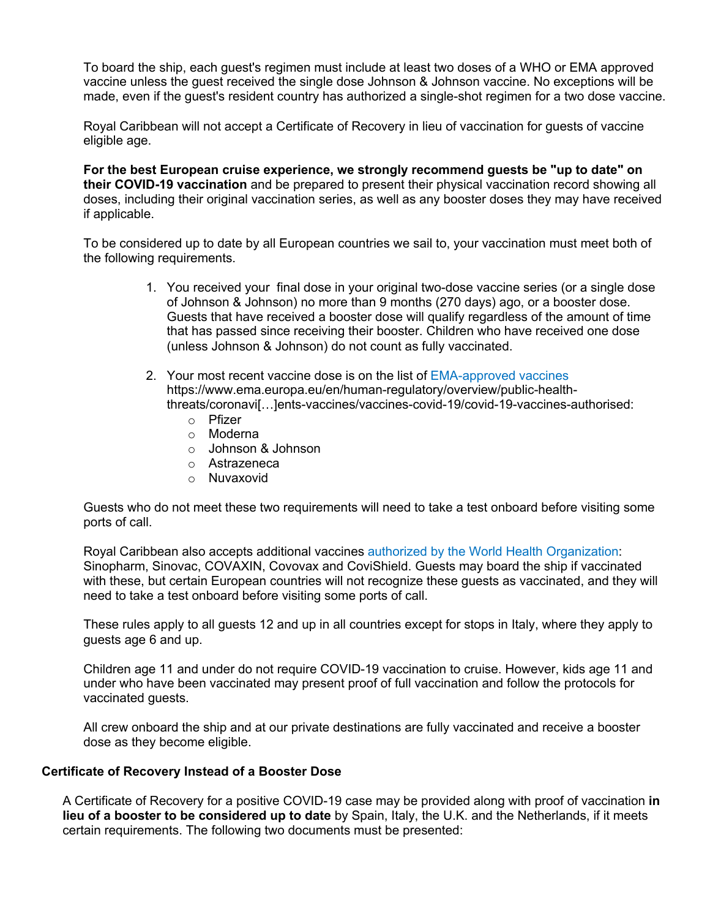To board the ship, each guest's regimen must include at least two doses of a WHO or EMA approved vaccine unless the guest received the single dose Johnson & Johnson vaccine. No exceptions will be made, even if the guest's resident country has authorized a single-shot regimen for a two dose vaccine.

Royal Caribbean will not accept a Certificate of Recovery in lieu of vaccination for guests of vaccine eligible age.

**For the best European cruise experience, we strongly recommend guests be "up to date" on their COVID-19 vaccination** and be prepared to present their physical vaccination record showing all doses, including their original vaccination series, as well as any booster doses they may have received if applicable.

To be considered up to date by all European countries we sail to, your vaccination must meet both of the following requirements.

1. You received your final dose in your original two-dose vaccine series (or a single dose of Johnson & Johnson) no more than 9 months (270 days) ago, or a booster dose. Guests that have received a booster dose will qualify regardless of the amount of time that has passed since receiving their booster. Children who have received one dose (unless Johnson & Johnson) do not count as fully vaccinated.

2. Your most recent vaccine dose is on the list of EMA-approved vaccines https://www.ema.europa.eu/en/human-regulatory/overview/public-health-threats/coronavi[…]ents-vaccines/vaccines-covid-19/covid-19-vaccines-authorised:
   - Pfizer
   - Moderna
   - Johnson & Johnson
   - Astrazeneca
   - Nuvaxovid

Guests who do not meet these two requirements will need to take a test onboard before visiting some ports of call.

Royal Caribbean also accepts additional vaccines authorized by the World Health Organization: Sinopharm, Sinovac, COVAXIN, Covovax and CoviShield. Guests may board the ship if vaccinated with these, but certain European countries will not recognize these guests as vaccinated, and they will need to take a test onboard before visiting some ports of call.

These rules apply to all guests 12 and up in all countries except for stops in Italy, where they apply to guests age 6 and up.

Children age 11 and under do not require COVID-19 vaccination to cruise. However, kids age 11 and under who have been vaccinated may present proof of full vaccination and follow the protocols for vaccinated guests.

All crew onboard the ship and at our private destinations are fully vaccinated and receive a booster dose as they become eligible.

### Certificate of Recovery Instead of a Booster Dose

A Certificate of Recovery for a positive COVID-19 case may be provided along with proof of vaccination **in lieu of a booster to be considered up to date** by Spain, Italy, the U.K. and the Netherlands, if it meets certain requirements. The following two documents must be presented: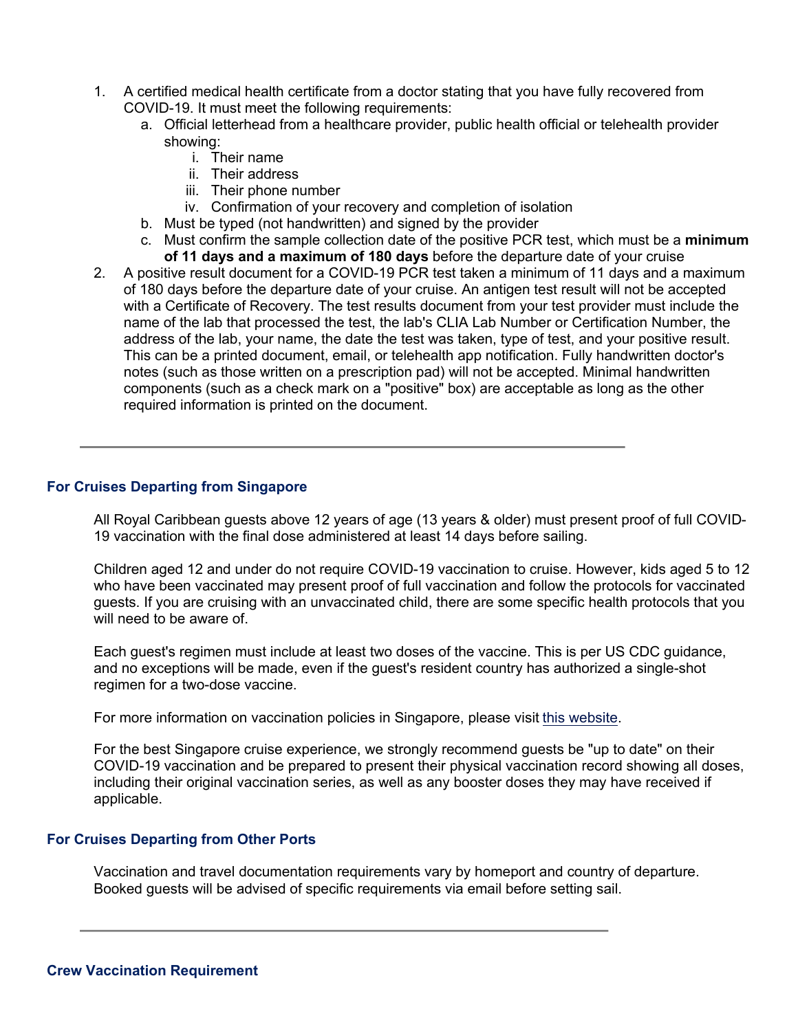1. A certified medical health certificate from a doctor stating that you have fully recovered from COVID-19. It must meet the following requirements:
   a. Official letterhead from a healthcare provider, public health official or telehealth provider showing:
      i. Their name
      ii. Their address
      iii. Their phone number
      iv. Confirmation of your recovery and completion of isolation
   b. Must be typed (not handwritten) and signed by the provider
   c. Must confirm the sample collection date of the positive PCR test, which must be a **minimum of 11 days and a maximum of 180 days** before the departure date of your cruise
2. A positive result document for a COVID-19 PCR test taken a minimum of 11 days and a maximum of 180 days before the departure date of your cruise. An antigen test result will not be accepted with a Certificate of Recovery. The test results document from your test provider must include the name of the lab that processed the test, the lab's CLIA Lab Number or Certification Number, the address of the lab, your name, the date the test was taken, type of test, and your positive result. This can be a printed document, email, or telehealth app notification. Fully handwritten doctor's notes (such as those written on a prescription pad) will not be accepted. Minimal handwritten components (such as a check mark on a "positive" box) are acceptable as long as the other required information is printed on the document.

---

### For Cruises Departing from Singapore

All Royal Caribbean guests above 12 years of age (13 years & older) must present proof of full COVID-19 vaccination with the final dose administered at least 14 days before sailing.

Children aged 12 and under do not require COVID-19 vaccination to cruise. However, kids aged 5 to 12 who have been vaccinated may present proof of full vaccination and follow the protocols for vaccinated guests. If you are cruising with an unvaccinated child, there are some specific health protocols that you will need to be aware of.

Each guest's regimen must include at least two doses of the vaccine. This is per US CDC guidance, and no exceptions will be made, even if the guest's resident country has authorized a single-shot regimen for a two-dose vaccine.

For more information on vaccination policies in Singapore, please visit this website.

For the best Singapore cruise experience, we strongly recommend guests be "up to date" on their COVID-19 vaccination and be prepared to present their physical vaccination record showing all doses, including their original vaccination series, as well as any booster doses they may have received if applicable.

### For Cruises Departing from Other Ports

Vaccination and travel documentation requirements vary by homeport and country of departure. Booked guests will be advised of specific requirements via email before setting sail.

---

### Crew Vaccination Requirement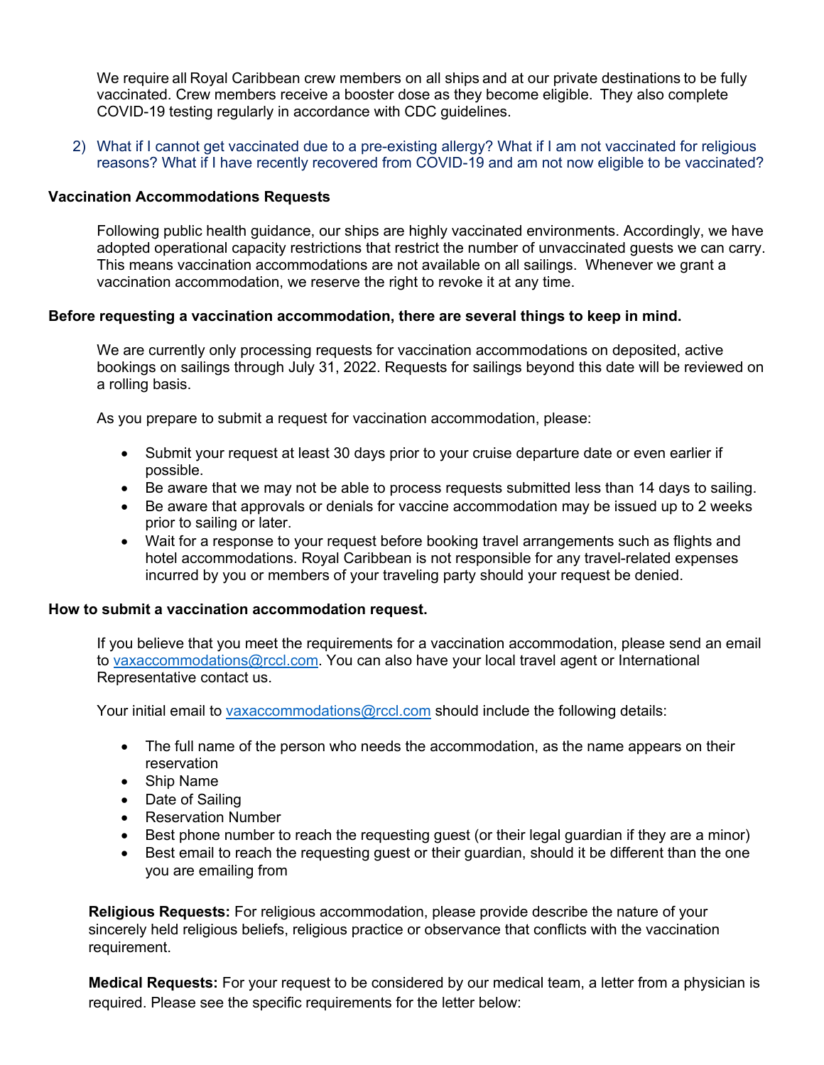We require all Royal Caribbean crew members on all ships and at our private destinations to be fully vaccinated. Crew members receive a booster dose as they become eligible. They also complete COVID-19 testing regularly in accordance with CDC guidelines.

2) What if I cannot get vaccinated due to a pre-existing allergy? What if I am not vaccinated for religious reasons? What if I have recently recovered from COVID-19 and am not now eligible to be vaccinated?

**Vaccination Accommodations Requests**

Following public health guidance, our ships are highly vaccinated environments. Accordingly, we have adopted operational capacity restrictions that restrict the number of unvaccinated guests we can carry. This means vaccination accommodations are not available on all sailings. Whenever we grant a vaccination accommodation, we reserve the right to revoke it at any time.

**Before requesting a vaccination accommodation, there are several things to keep in mind.**

We are currently only processing requests for vaccination accommodations on deposited, active bookings on sailings through July 31, 2022. Requests for sailings beyond this date will be reviewed on a rolling basis.

As you prepare to submit a request for vaccination accommodation, please:

- Submit your request at least 30 days prior to your cruise departure date or even earlier if possible.
- Be aware that we may not be able to process requests submitted less than 14 days to sailing.
- Be aware that approvals or denials for vaccine accommodation may be issued up to 2 weeks prior to sailing or later.
- Wait for a response to your request before booking travel arrangements such as flights and hotel accommodations. Royal Caribbean is not responsible for any travel-related expenses incurred by you or members of your traveling party should your request be denied.

**How to submit a vaccination accommodation request.**

If you believe that you meet the requirements for a vaccination accommodation, please send an email to vaxaccommodations@rccl.com. You can also have your local travel agent or International Representative contact us.

Your initial email to vaxaccommodations@rccl.com should include the following details:

- The full name of the person who needs the accommodation, as the name appears on their reservation
- Ship Name
- Date of Sailing
- Reservation Number
- Best phone number to reach the requesting guest (or their legal guardian if they are a minor)
- Best email to reach the requesting guest or their guardian, should it be different than the one you are emailing from

**Religious Requests:** For religious accommodation, please provide describe the nature of your sincerely held religious beliefs, religious practice or observance that conflicts with the vaccination requirement.

**Medical Requests:** For your request to be considered by our medical team, a letter from a physician is required. Please see the specific requirements for the letter below: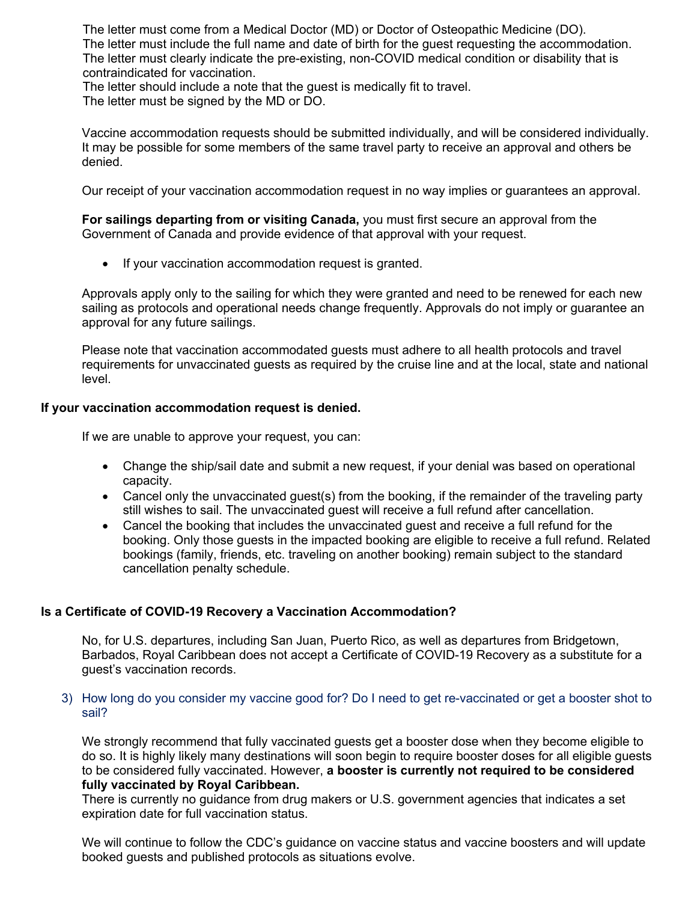The letter must come from a Medical Doctor (MD) or Doctor of Osteopathic Medicine (DO).
The letter must include the full name and date of birth for the guest requesting the accommodation.
The letter must clearly indicate the pre-existing, non-COVID medical condition or disability that is contraindicated for vaccination.
The letter should include a note that the guest is medically fit to travel.
The letter must be signed by the MD or DO.

Vaccine accommodation requests should be submitted individually, and will be considered individually. It may be possible for some members of the same travel party to receive an approval and others be denied.

Our receipt of your vaccination accommodation request in no way implies or guarantees an approval.

**For sailings departing from or visiting Canada,** you must first secure an approval from the Government of Canada and provide evidence of that approval with your request.

- If your vaccination accommodation request is granted.

Approvals apply only to the sailing for which they were granted and need to be renewed for each new sailing as protocols and operational needs change frequently. Approvals do not imply or guarantee an approval for any future sailings.

Please note that vaccination accommodated guests must adhere to all health protocols and travel requirements for unvaccinated guests as required by the cruise line and at the local, state and national level.

**If your vaccination accommodation request is denied.**

If we are unable to approve your request, you can:

- Change the ship/sail date and submit a new request, if your denial was based on operational capacity.
- Cancel only the unvaccinated guest(s) from the booking, if the remainder of the traveling party still wishes to sail. The unvaccinated guest will receive a full refund after cancellation.
- Cancel the booking that includes the unvaccinated guest and receive a full refund for the booking. Only those guests in the impacted booking are eligible to receive a full refund. Related bookings (family, friends, etc. traveling on another booking) remain subject to the standard cancellation penalty schedule.

**Is a Certificate of COVID-19 Recovery a Vaccination Accommodation?**

No, for U.S. departures, including San Juan, Puerto Rico, as well as departures from Bridgetown, Barbados, Royal Caribbean does not accept a Certificate of COVID-19 Recovery as a substitute for a guest's vaccination records.

3) How long do you consider my vaccine good for? Do I need to get re-vaccinated or get a booster shot to sail?

We strongly recommend that fully vaccinated guests get a booster dose when they become eligible to do so. It is highly likely many destinations will soon begin to require booster doses for all eligible guests to be considered fully vaccinated. However, **a booster is currently not required to be considered fully vaccinated by Royal Caribbean.**
There is currently no guidance from drug makers or U.S. government agencies that indicates a set expiration date for full vaccination status.

We will continue to follow the CDC's guidance on vaccine status and vaccine boosters and will update booked guests and published protocols as situations evolve.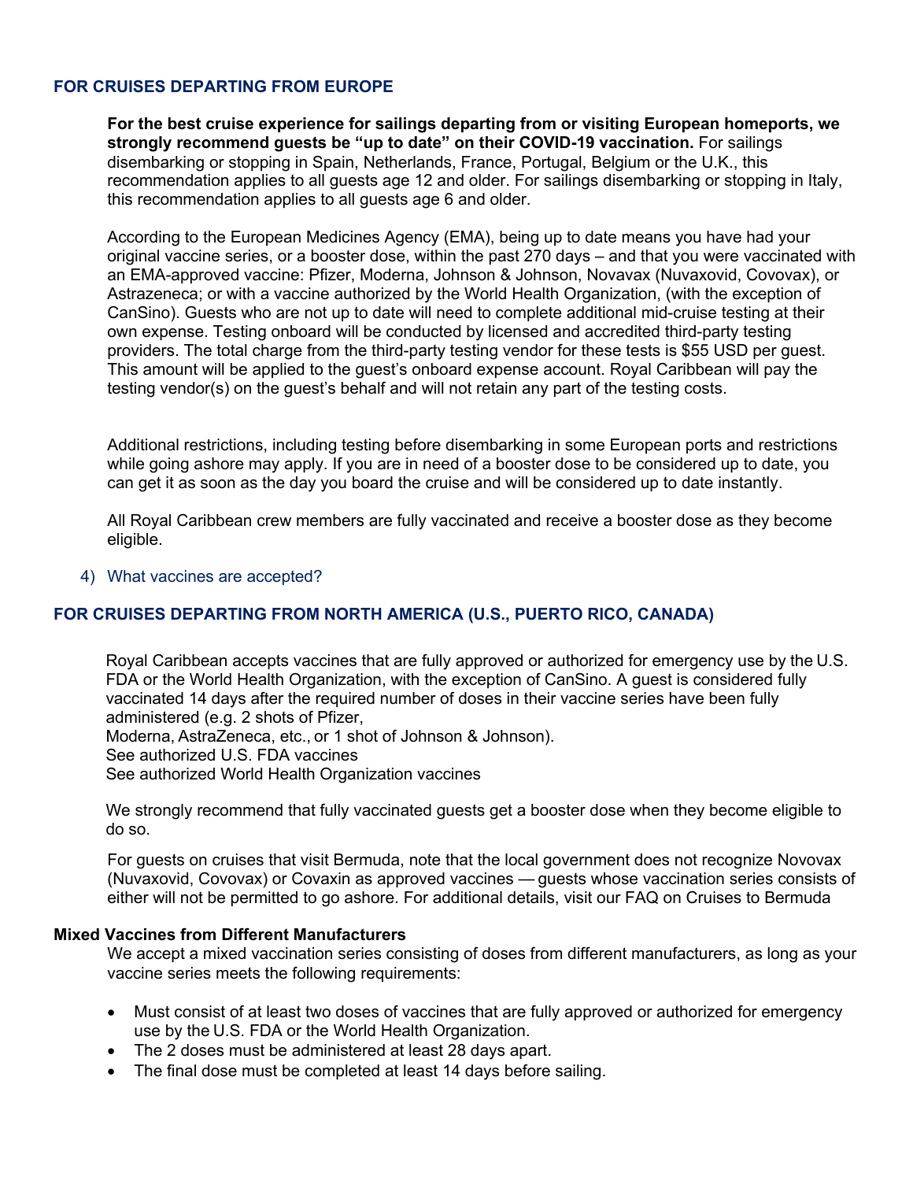### FOR CRUISES DEPARTING FROM EUROPE

**For the best cruise experience for sailings departing from or visiting European homeports, we strongly recommend guests be "up to date" on their COVID-19 vaccination.** For sailings disembarking or stopping in Spain, Netherlands, France, Portugal, Belgium or the U.K., this recommendation applies to all guests age 12 and older. For sailings disembarking or stopping in Italy, this recommendation applies to all guests age 6 and older.

According to the European Medicines Agency (EMA), being up to date means you have had your original vaccine series, or a booster dose, within the past 270 days – and that you were vaccinated with an EMA-approved vaccine: Pfizer, Moderna, Johnson & Johnson, Novavax (Nuvaxovid, Covovax), or Astrazeneca; or with a vaccine authorized by the World Health Organization, (with the exception of CanSino). Guests who are not up to date will need to complete additional mid-cruise testing at their own expense. Testing onboard will be conducted by licensed and accredited third-party testing providers. The total charge from the third-party testing vendor for these tests is $55 USD per guest. This amount will be applied to the guest's onboard expense account. Royal Caribbean will pay the testing vendor(s) on the guest's behalf and will not retain any part of the testing costs.

Additional restrictions, including testing before disembarking in some European ports and restrictions while going ashore may apply. If you are in need of a booster dose to be considered up to date, you can get it as soon as the day you board the cruise and will be considered up to date instantly.

All Royal Caribbean crew members are fully vaccinated and receive a booster dose as they become eligible.

4) What vaccines are accepted?

### FOR CRUISES DEPARTING FROM NORTH AMERICA (U.S., PUERTO RICO, CANADA)

Royal Caribbean accepts vaccines that are fully approved or authorized for emergency use by the U.S. FDA or the World Health Organization, with the exception of CanSino. A guest is considered fully vaccinated 14 days after the required number of doses in their vaccine series have been fully administered (e.g. 2 shots of Pfizer,
Moderna, AstraZeneca, etc., or 1 shot of Johnson & Johnson).
See authorized U.S. FDA vaccines
See authorized World Health Organization vaccines

We strongly recommend that fully vaccinated guests get a booster dose when they become eligible to do so.

For guests on cruises that visit Bermuda, note that the local government does not recognize Novovax (Nuvaxovid, Covovax) or Covaxin as approved vaccines — guests whose vaccination series consists of either will not be permitted to go ashore. For additional details, visit our FAQ on Cruises to Bermuda

**Mixed Vaccines from Different Manufacturers**

We accept a mixed vaccination series consisting of doses from different manufacturers, as long as your vaccine series meets the following requirements:

- Must consist of at least two doses of vaccines that are fully approved or authorized for emergency use by the U.S. FDA or the World Health Organization.
- The 2 doses must be administered at least 28 days apart.
- The final dose must be completed at least 14 days before sailing.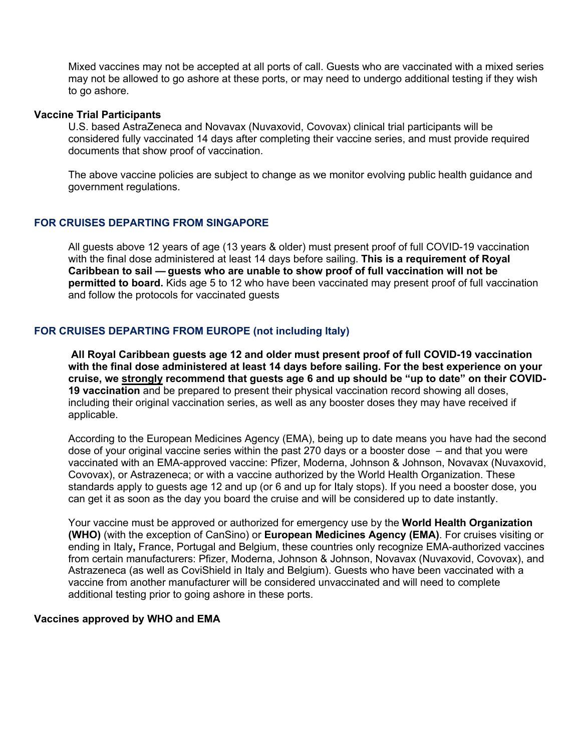Mixed vaccines may not be accepted at all ports of call. Guests who are vaccinated with a mixed series may not be allowed to go ashore at these ports, or may need to undergo additional testing if they wish to go ashore.

**Vaccine Trial Participants**

U.S. based AstraZeneca and Novavax (Nuvaxovid, Covovax) clinical trial participants will be considered fully vaccinated 14 days after completing their vaccine series, and must provide required documents that show proof of vaccination.

The above vaccine policies are subject to change as we monitor evolving public health guidance and government regulations.

## FOR CRUISES DEPARTING FROM SINGAPORE

All guests above 12 years of age (13 years & older) must present proof of full COVID-19 vaccination with the final dose administered at least 14 days before sailing. **This is a requirement of Royal Caribbean to sail — guests who are unable to show proof of full vaccination will not be permitted to board.** Kids age 5 to 12 who have been vaccinated may present proof of full vaccination and follow the protocols for vaccinated guests

## FOR CRUISES DEPARTING FROM EUROPE (not including Italy)

**All Royal Caribbean guests age 12 and older must present proof of full COVID-19 vaccination with the final dose administered at least 14 days before sailing. For the best experience on your cruise, we strongly recommend that guests age 6 and up should be "up to date" on their COVID-19 vaccination** and be prepared to present their physical vaccination record showing all doses, including their original vaccination series, as well as any booster doses they may have received if applicable.

According to the European Medicines Agency (EMA), being up to date means you have had the second dose of your original vaccine series within the past 270 days or a booster dose – and that you were vaccinated with an EMA-approved vaccine: Pfizer, Moderna, Johnson & Johnson, Novavax (Nuvaxovid, Covovax), or Astrazeneca; or with a vaccine authorized by the World Health Organization. These standards apply to guests age 12 and up (or 6 and up for Italy stops). If you need a booster dose, you can get it as soon as the day you board the cruise and will be considered up to date instantly.

Your vaccine must be approved or authorized for emergency use by the **World Health Organization (WHO)** (with the exception of CanSino) or **European Medicines Agency (EMA)**. For cruises visiting or ending in Italy**,** France, Portugal and Belgium, these countries only recognize EMA-authorized vaccines from certain manufacturers: Pfizer, Moderna, Johnson & Johnson, Novavax (Nuvaxovid, Covovax), and Astrazeneca (as well as CoviShield in Italy and Belgium). Guests who have been vaccinated with a vaccine from another manufacturer will be considered unvaccinated and will need to complete additional testing prior to going ashore in these ports.

**Vaccines approved by WHO and EMA**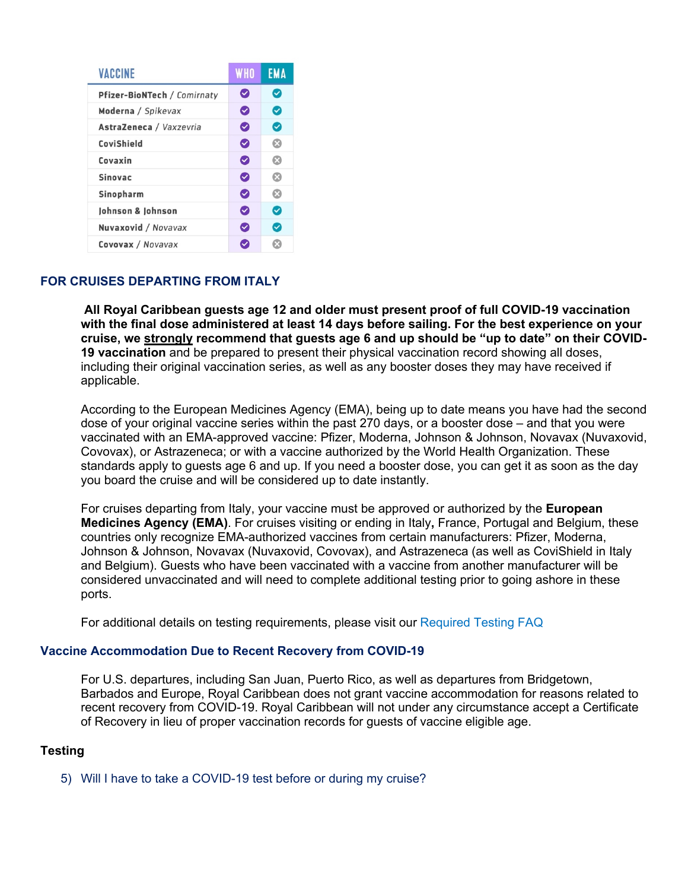| VACCINE | WHO | EMA |
|---|---|---|
| **Pfizer-BioNTech** / *Comirnaty* | ✓ | ✓ |
| **Moderna** / *Spikevax* | ✓ | ✓ |
| **AstraZeneca** / *Vaxzevria* | ✓ | ✓ |
| **CoviShield** | ✓ | ✗ |
| **Covaxin** | ✓ | ✗ |
| **Sinovac** | ✓ | ✗ |
| **Sinopharm** | ✓ | ✗ |
| **Johnson & Johnson** | ✓ | ✓ |
| **Nuvaxovid** / *Novavax* | ✓ | ✓ |
| **Covovax** / *Novavax* | ✓ | ✗ |

### FOR CRUISES DEPARTING FROM ITALY

**All Royal Caribbean guests age 12 and older must present proof of full COVID-19 vaccination with the final dose administered at least 14 days before sailing. For the best experience on your cruise, we <u>strongly</u> recommend that guests age 6 and up should be "up to date" on their COVID-19 vaccination** and be prepared to present their physical vaccination record showing all doses, including their original vaccination series, as well as any booster doses they may have received if applicable.

According to the European Medicines Agency (EMA), being up to date means you have had the second dose of your original vaccine series within the past 270 days, or a booster dose – and that you were vaccinated with an EMA-approved vaccine: Pfizer, Moderna, Johnson & Johnson, Novavax (Nuvaxovid, Covovax), or Astrazeneca; or with a vaccine authorized by the World Health Organization. These standards apply to guests age 6 and up. If you need a booster dose, you can get it as soon as the day you board the cruise and will be considered up to date instantly.

For cruises departing from Italy, your vaccine must be approved or authorized by the **European Medicines Agency (EMA)**. For cruises visiting or ending in Italy**,** France, Portugal and Belgium, these countries only recognize EMA-authorized vaccines from certain manufacturers: Pfizer, Moderna, Johnson & Johnson, Novavax (Nuvaxovid, Covovax), and Astrazeneca (as well as CoviShield in Italy and Belgium). Guests who have been vaccinated with a vaccine from another manufacturer will be considered unvaccinated and will need to complete additional testing prior to going ashore in these ports.

For additional details on testing requirements, please visit our Required Testing FAQ

### Vaccine Accommodation Due to Recent Recovery from COVID-19

For U.S. departures, including San Juan, Puerto Rico, as well as departures from Bridgetown, Barbados and Europe, Royal Caribbean does not grant vaccine accommodation for reasons related to recent recovery from COVID-19. Royal Caribbean will not under any circumstance accept a Certificate of Recovery in lieu of proper vaccination records for guests of vaccine eligible age.

## Testing

5) Will I have to take a COVID-19 test before or during my cruise?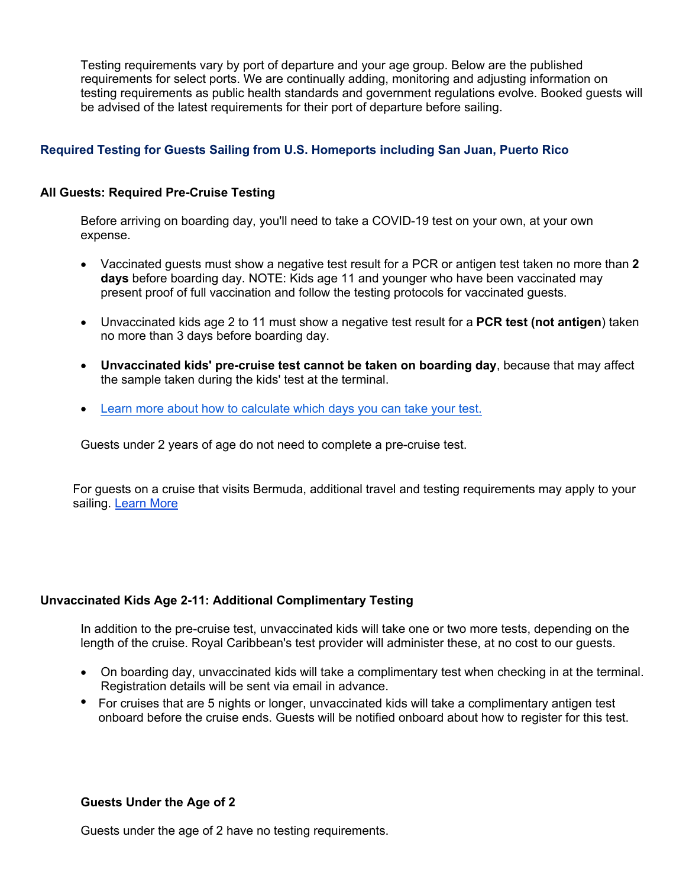Testing requirements vary by port of departure and your age group. Below are the published requirements for select ports. We are continually adding, monitoring and adjusting information on testing requirements as public health standards and government regulations evolve. Booked guests will be advised of the latest requirements for their port of departure before sailing.

## Required Testing for Guests Sailing from U.S. Homeports including San Juan, Puerto Rico

### All Guests: Required Pre-Cruise Testing

Before arriving on boarding day, you'll need to take a COVID-19 test on your own, at your own expense.

- Vaccinated guests must show a negative test result for a PCR or antigen test taken no more than **2 days** before boarding day. NOTE: Kids age 11 and younger who have been vaccinated may present proof of full vaccination and follow the testing protocols for vaccinated guests.
- Unvaccinated kids age 2 to 11 must show a negative test result for a **PCR test (not antigen**) taken no more than 3 days before boarding day.
- **Unvaccinated kids' pre-cruise test cannot be taken on boarding day**, because that may affect the sample taken during the kids' test at the terminal.
- Learn more about how to calculate which days you can take your test.

Guests under 2 years of age do not need to complete a pre-cruise test.

For guests on a cruise that visits Bermuda, additional travel and testing requirements may apply to your sailing. Learn More

### Unvaccinated Kids Age 2-11: Additional Complimentary Testing

In addition to the pre-cruise test, unvaccinated kids will take one or two more tests, depending on the length of the cruise. Royal Caribbean's test provider will administer these, at no cost to our guests.

- On boarding day, unvaccinated kids will take a complimentary test when checking in at the terminal. Registration details will be sent via email in advance.
- For cruises that are 5 nights or longer, unvaccinated kids will take a complimentary antigen test onboard before the cruise ends. Guests will be notified onboard about how to register for this test.

### Guests Under the Age of 2

Guests under the age of 2 have no testing requirements.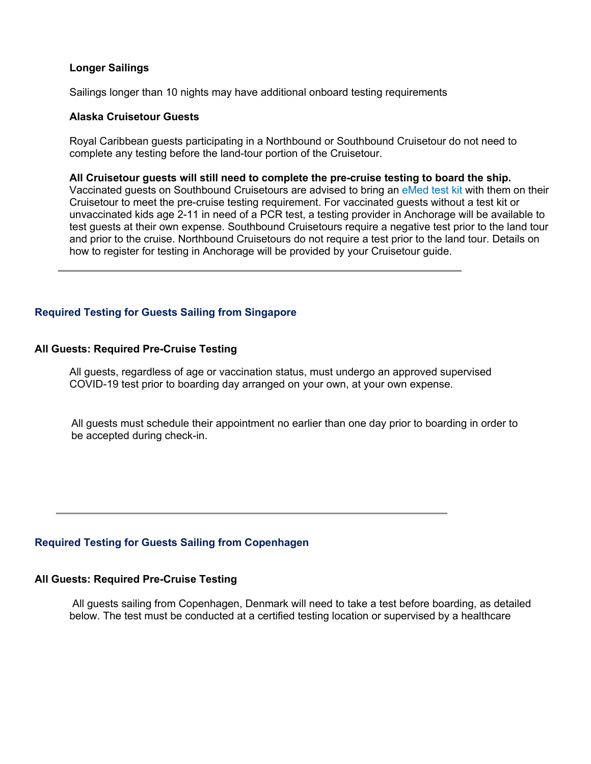**Longer Sailings**

Sailings longer than 10 nights may have additional onboard testing requirements

**Alaska Cruisetour Guests**

Royal Caribbean guests participating in a Northbound or Southbound Cruisetour do not need to complete any testing before the land-tour portion of the Cruisetour.

**All Cruisetour guests will still need to complete the pre-cruise testing to board the ship.** Vaccinated guests on Southbound Cruisetours are advised to bring an eMed test kit with them on their Cruisetour to meet the pre-cruise testing requirement. For vaccinated guests without a test kit or unvaccinated kids age 2-11 in need of a PCR test, a testing provider in Anchorage will be available to test guests at their own expense. Southbound Cruisetours require a negative test prior to the land tour and prior to the cruise. Northbound Cruisetours do not require a test prior to the land tour. Details on how to register for testing in Anchorage will be provided by your Cruisetour guide.

---

## Required Testing for Guests Sailing from Singapore

### All Guests: Required Pre-Cruise Testing

All guests, regardless of age or vaccination status, must undergo an approved supervised COVID-19 test prior to boarding day arranged on your own, at your own expense.

All guests must schedule their appointment no earlier than one day prior to boarding in order to be accepted during check-in.

---

## Required Testing for Guests Sailing from Copenhagen

### All Guests: Required Pre-Cruise Testing

All guests sailing from Copenhagen, Denmark will need to take a test before boarding, as detailed below. The test must be conducted at a certified testing location or supervised by a healthcare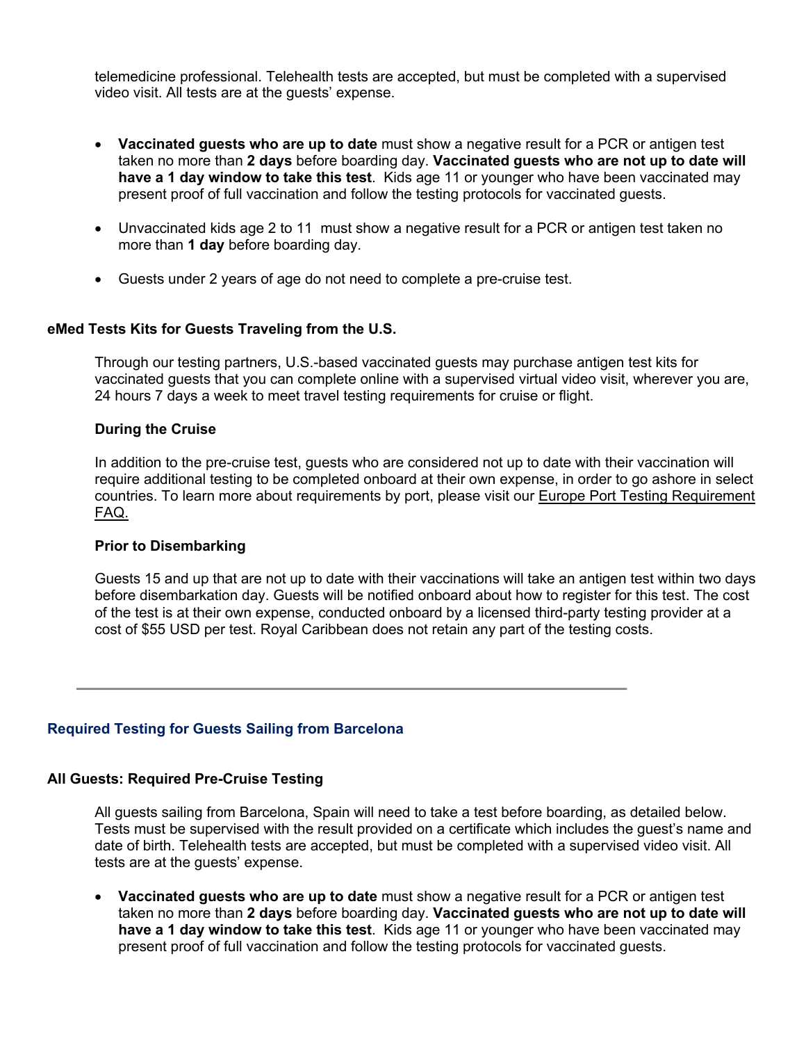telemedicine professional. Telehealth tests are accepted, but must be completed with a supervised video visit. All tests are at the guests' expense.

- **Vaccinated guests who are up to date** must show a negative result for a PCR or antigen test taken no more than **2 days** before boarding day. **Vaccinated guests who are not up to date will have a 1 day window to take this test**. Kids age 11 or younger who have been vaccinated may present proof of full vaccination and follow the testing protocols for vaccinated guests.

- Unvaccinated kids age 2 to 11 must show a negative result for a PCR or antigen test taken no more than **1 day** before boarding day.

- Guests under 2 years of age do not need to complete a pre-cruise test.

**eMed Tests Kits for Guests Traveling from the U.S.**

Through our testing partners, U.S.-based vaccinated guests may purchase antigen test kits for vaccinated guests that you can complete online with a supervised virtual video visit, wherever you are, 24 hours 7 days a week to meet travel testing requirements for cruise or flight.

**During the Cruise**

In addition to the pre-cruise test, guests who are considered not up to date with their vaccination will require additional testing to be completed onboard at their own expense, in order to go ashore in select countries. To learn more about requirements by port, please visit our Europe Port Testing Requirement FAQ.

**Prior to Disembarking**

Guests 15 and up that are not up to date with their vaccinations will take an antigen test within two days before disembarkation day. Guests will be notified onboard about how to register for this test. The cost of the test is at their own expense, conducted onboard by a licensed third-party testing provider at a cost of $55 USD per test. Royal Caribbean does not retain any part of the testing costs.

---

## Required Testing for Guests Sailing from Barcelona

**All Guests: Required Pre-Cruise Testing**

All guests sailing from Barcelona, Spain will need to take a test before boarding, as detailed below. Tests must be supervised with the result provided on a certificate which includes the guest's name and date of birth. Telehealth tests are accepted, but must be completed with a supervised video visit. All tests are at the guests' expense.

- **Vaccinated guests who are up to date** must show a negative result for a PCR or antigen test taken no more than **2 days** before boarding day. **Vaccinated guests who are not up to date will have a 1 day window to take this test**. Kids age 11 or younger who have been vaccinated may present proof of full vaccination and follow the testing protocols for vaccinated guests.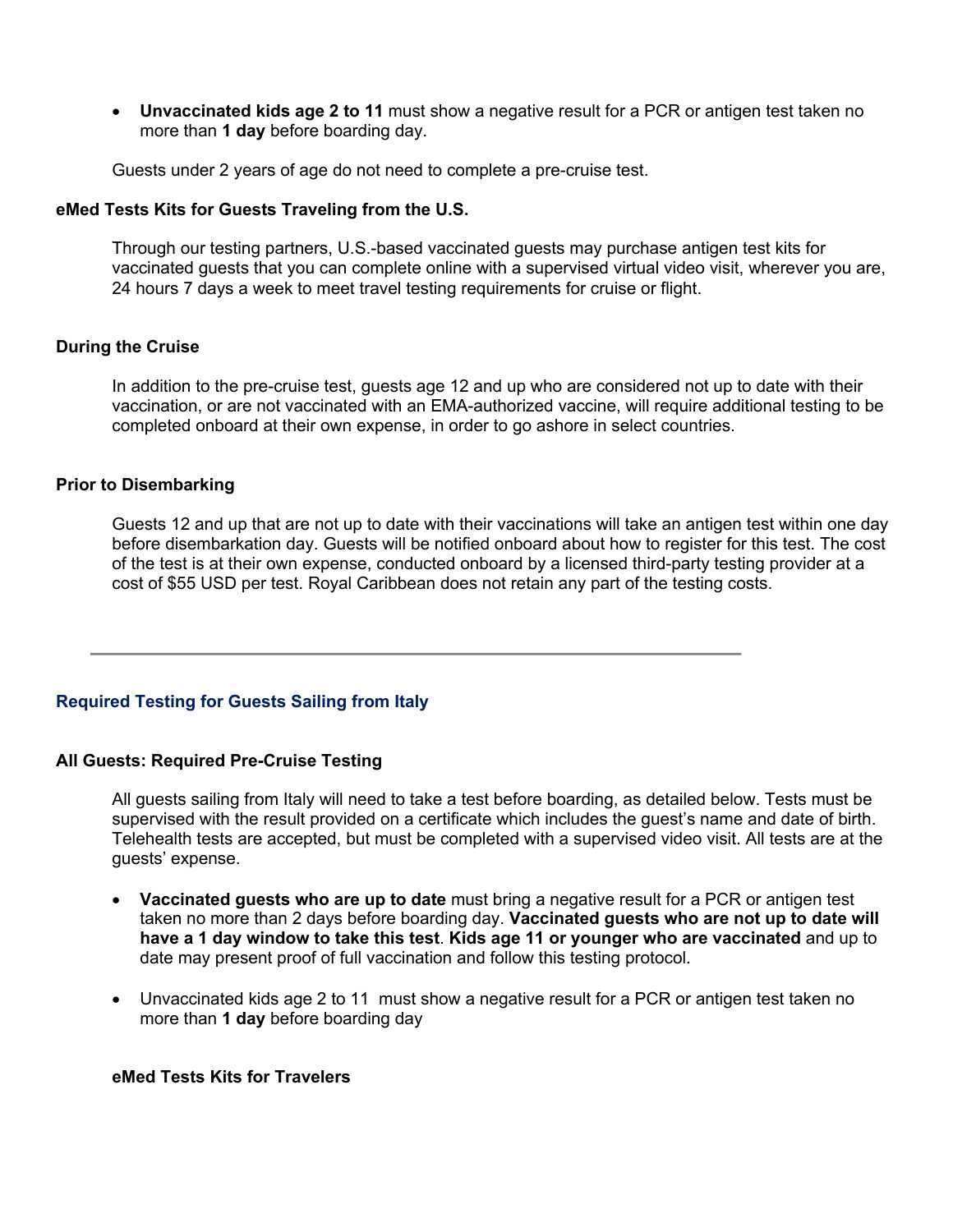- **Unvaccinated kids age 2 to 11** must show a negative result for a PCR or antigen test taken no more than **1 day** before boarding day.

Guests under 2 years of age do not need to complete a pre-cruise test.

### eMed Tests Kits for Guests Traveling from the U.S.

Through our testing partners, U.S.-based vaccinated guests may purchase antigen test kits for vaccinated guests that you can complete online with a supervised virtual video visit, wherever you are, 24 hours 7 days a week to meet travel testing requirements for cruise or flight.

### During the Cruise

In addition to the pre-cruise test, guests age 12 and up who are considered not up to date with their vaccination, or are not vaccinated with an EMA-authorized vaccine, will require additional testing to be completed onboard at their own expense, in order to go ashore in select countries.

### Prior to Disembarking

Guests 12 and up that are not up to date with their vaccinations will take an antigen test within one day before disembarkation day. Guests will be notified onboard about how to register for this test. The cost of the test is at their own expense, conducted onboard by a licensed third-party testing provider at a cost of $55 USD per test. Royal Caribbean does not retain any part of the testing costs.

---

## Required Testing for Guests Sailing from Italy

### All Guests: Required Pre-Cruise Testing

All guests sailing from Italy will need to take a test before boarding, as detailed below. Tests must be supervised with the result provided on a certificate which includes the guest's name and date of birth. Telehealth tests are accepted, but must be completed with a supervised video visit. All tests are at the guests' expense.

- **Vaccinated guests who are up to date** must bring a negative result for a PCR or antigen test taken no more than 2 days before boarding day. **Vaccinated guests who are not up to date will have a 1 day window to take this test**. **Kids age 11 or younger who are vaccinated** and up to date may present proof of full vaccination and follow this testing protocol.

- Unvaccinated kids age 2 to 11 must show a negative result for a PCR or antigen test taken no more than **1 day** before boarding day

### eMed Tests Kits for Travelers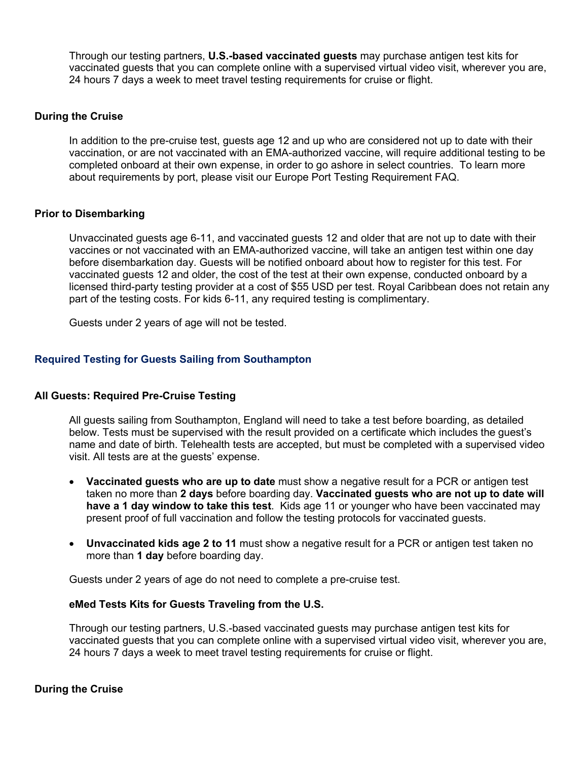Through our testing partners, **U.S.-based vaccinated guests** may purchase antigen test kits for vaccinated guests that you can complete online with a supervised virtual video visit, wherever you are, 24 hours 7 days a week to meet travel testing requirements for cruise or flight.

**During the Cruise**

In addition to the pre-cruise test, guests age 12 and up who are considered not up to date with their vaccination, or are not vaccinated with an EMA-authorized vaccine, will require additional testing to be completed onboard at their own expense, in order to go ashore in select countries. To learn more about requirements by port, please visit our Europe Port Testing Requirement FAQ.

**Prior to Disembarking**

Unvaccinated guests age 6-11, and vaccinated guests 12 and older that are not up to date with their vaccines or not vaccinated with an EMA-authorized vaccine, will take an antigen test within one day before disembarkation day. Guests will be notified onboard about how to register for this test. For vaccinated guests 12 and older, the cost of the test at their own expense, conducted onboard by a licensed third-party testing provider at a cost of $55 USD per test. Royal Caribbean does not retain any part of the testing costs. For kids 6-11, any required testing is complimentary.

Guests under 2 years of age will not be tested.

### Required Testing for Guests Sailing from Southampton

**All Guests: Required Pre-Cruise Testing**

All guests sailing from Southampton, England will need to take a test before boarding, as detailed below. Tests must be supervised with the result provided on a certificate which includes the guest's name and date of birth. Telehealth tests are accepted, but must be completed with a supervised video visit. All tests are at the guests' expense.

- **Vaccinated guests who are up to date** must show a negative result for a PCR or antigen test taken no more than **2 days** before boarding day. **Vaccinated guests who are not up to date will have a 1 day window to take this test**. Kids age 11 or younger who have been vaccinated may present proof of full vaccination and follow the testing protocols for vaccinated guests.
- **Unvaccinated kids age 2 to 11** must show a negative result for a PCR or antigen test taken no more than **1 day** before boarding day.

Guests under 2 years of age do not need to complete a pre-cruise test.

**eMed Tests Kits for Guests Traveling from the U.S.**

Through our testing partners, U.S.-based vaccinated guests may purchase antigen test kits for vaccinated guests that you can complete online with a supervised virtual video visit, wherever you are, 24 hours 7 days a week to meet travel testing requirements for cruise or flight.

**During the Cruise**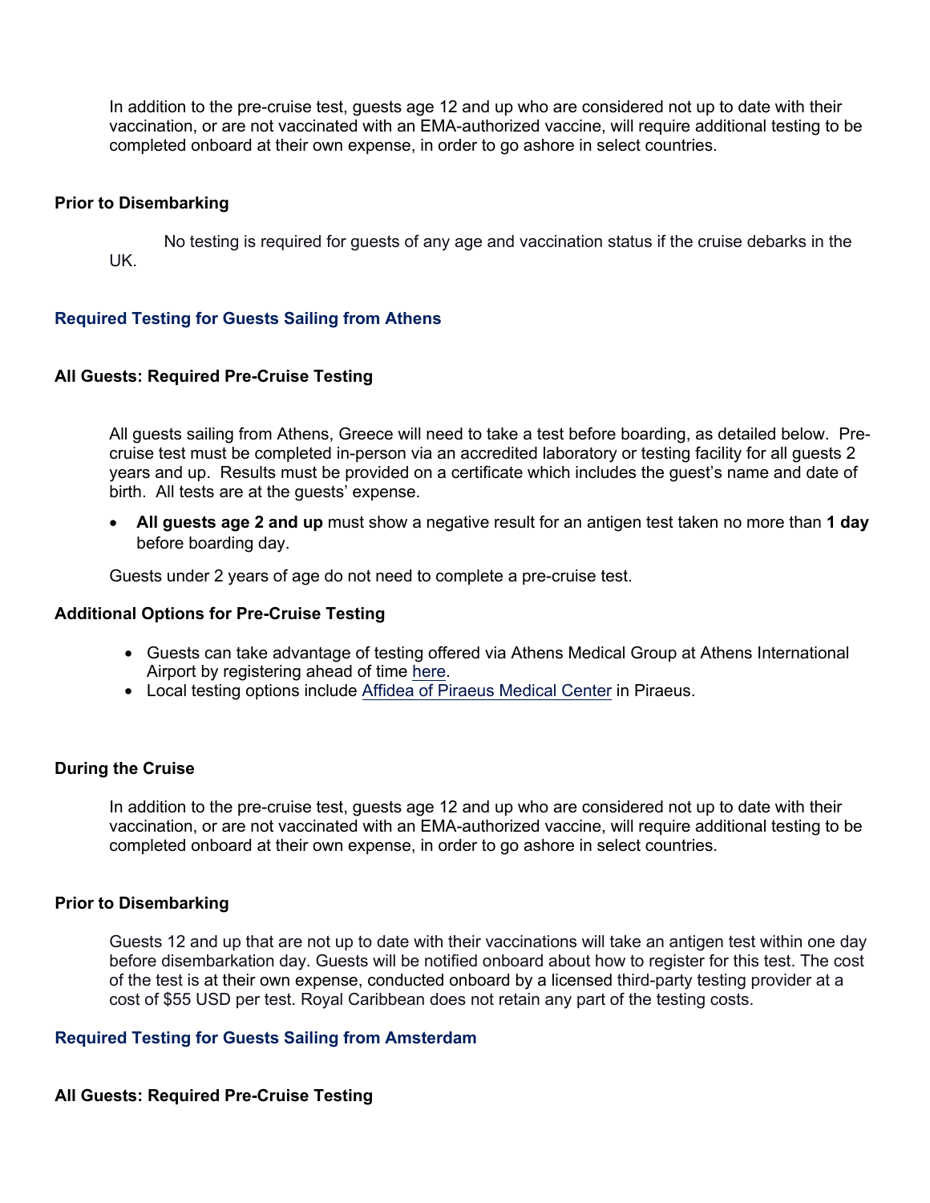In addition to the pre-cruise test, guests age 12 and up who are considered not up to date with their vaccination, or are not vaccinated with an EMA-authorized vaccine, will require additional testing to be completed onboard at their own expense, in order to go ashore in select countries.

**Prior to Disembarking**

No testing is required for guests of any age and vaccination status if the cruise debarks in the UK.

## Required Testing for Guests Sailing from Athens

**All Guests: Required Pre-Cruise Testing**

All guests sailing from Athens, Greece will need to take a test before boarding, as detailed below. Pre-cruise test must be completed in-person via an accredited laboratory or testing facility for all guests 2 years and up. Results must be provided on a certificate which includes the guest's name and date of birth. All tests are at the guests' expense.

- **All guests age 2 and up** must show a negative result for an antigen test taken no more than **1 day** before boarding day.

Guests under 2 years of age do not need to complete a pre-cruise test.

**Additional Options for Pre-Cruise Testing**

- Guests can take advantage of testing offered via Athens Medical Group at Athens International Airport by registering ahead of time here.
- Local testing options include Affidea of Piraeus Medical Center in Piraeus.

**During the Cruise**

In addition to the pre-cruise test, guests age 12 and up who are considered not up to date with their vaccination, or are not vaccinated with an EMA-authorized vaccine, will require additional testing to be completed onboard at their own expense, in order to go ashore in select countries.

**Prior to Disembarking**

Guests 12 and up that are not up to date with their vaccinations will take an antigen test within one day before disembarkation day. Guests will be notified onboard about how to register for this test. The cost of the test is at their own expense, conducted onboard by a licensed third-party testing provider at a cost of $55 USD per test. Royal Caribbean does not retain any part of the testing costs.

## Required Testing for Guests Sailing from Amsterdam

**All Guests: Required Pre-Cruise Testing**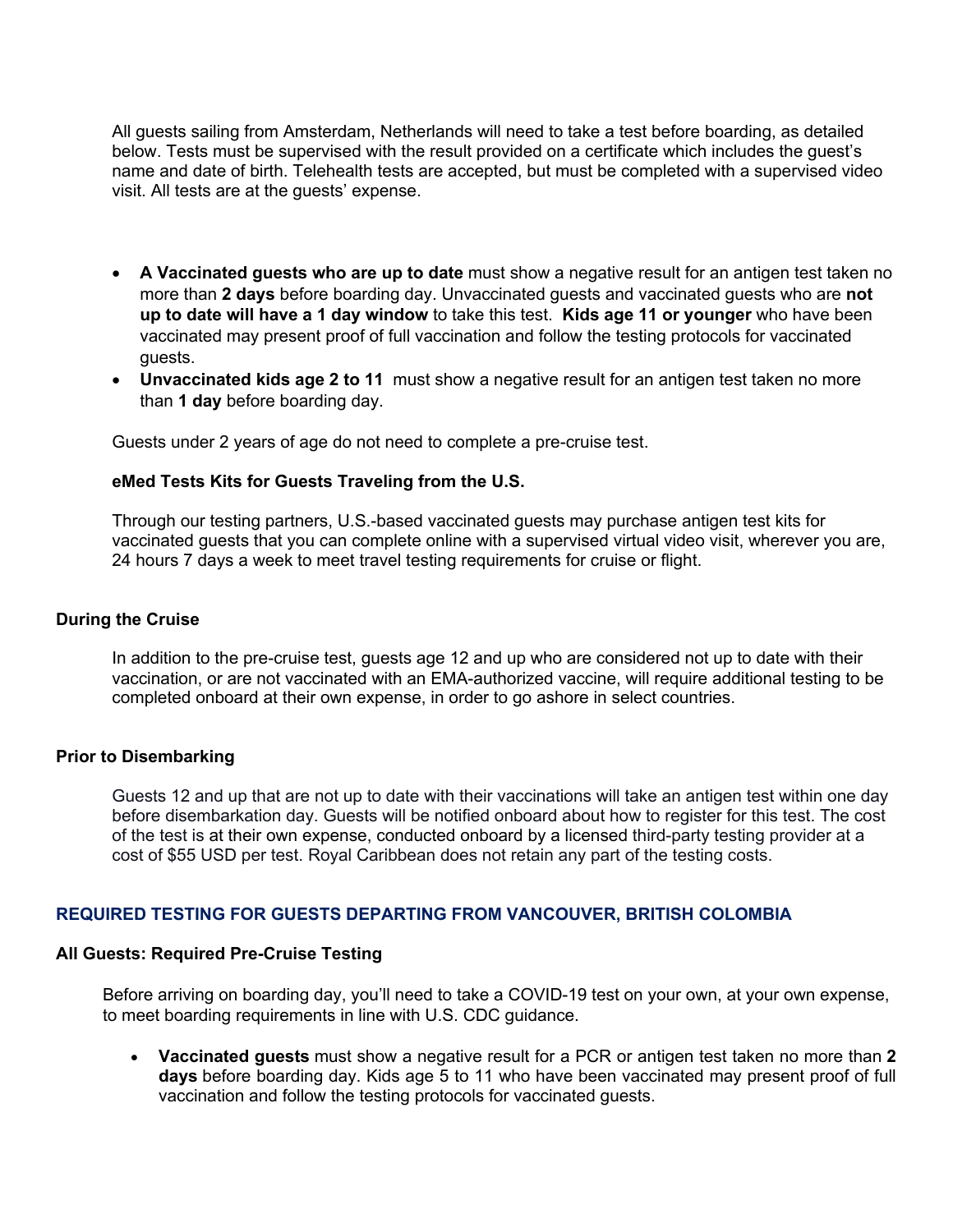All guests sailing from Amsterdam, Netherlands will need to take a test before boarding, as detailed below. Tests must be supervised with the result provided on a certificate which includes the guest's name and date of birth. Telehealth tests are accepted, but must be completed with a supervised video visit. All tests are at the guests' expense.

- **A Vaccinated guests who are up to date** must show a negative result for an antigen test taken no more than **2 days** before boarding day. Unvaccinated guests and vaccinated guests who are **not up to date will have a 1 day window** to take this test. **Kids age 11 or younger** who have been vaccinated may present proof of full vaccination and follow the testing protocols for vaccinated guests.
- **Unvaccinated kids age 2 to 11** must show a negative result for an antigen test taken no more than **1 day** before boarding day.

Guests under 2 years of age do not need to complete a pre-cruise test.

**eMed Tests Kits for Guests Traveling from the U.S.**

Through our testing partners, U.S.-based vaccinated guests may purchase antigen test kits for vaccinated guests that you can complete online with a supervised virtual video visit, wherever you are, 24 hours 7 days a week to meet travel testing requirements for cruise or flight.

**During the Cruise**

In addition to the pre-cruise test, guests age 12 and up who are considered not up to date with their vaccination, or are not vaccinated with an EMA-authorized vaccine, will require additional testing to be completed onboard at their own expense, in order to go ashore in select countries.

**Prior to Disembarking**

Guests 12 and up that are not up to date with their vaccinations will take an antigen test within one day before disembarkation day. Guests will be notified onboard about how to register for this test. The cost of the test is at their own expense, conducted onboard by a licensed third-party testing provider at a cost of $55 USD per test. Royal Caribbean does not retain any part of the testing costs.

## REQUIRED TESTING FOR GUESTS DEPARTING FROM VANCOUVER, BRITISH COLOMBIA

**All Guests: Required Pre-Cruise Testing**

Before arriving on boarding day, you'll need to take a COVID-19 test on your own, at your own expense, to meet boarding requirements in line with U.S. CDC guidance.

- **Vaccinated guests** must show a negative result for a PCR or antigen test taken no more than **2 days** before boarding day. Kids age 5 to 11 who have been vaccinated may present proof of full vaccination and follow the testing protocols for vaccinated guests.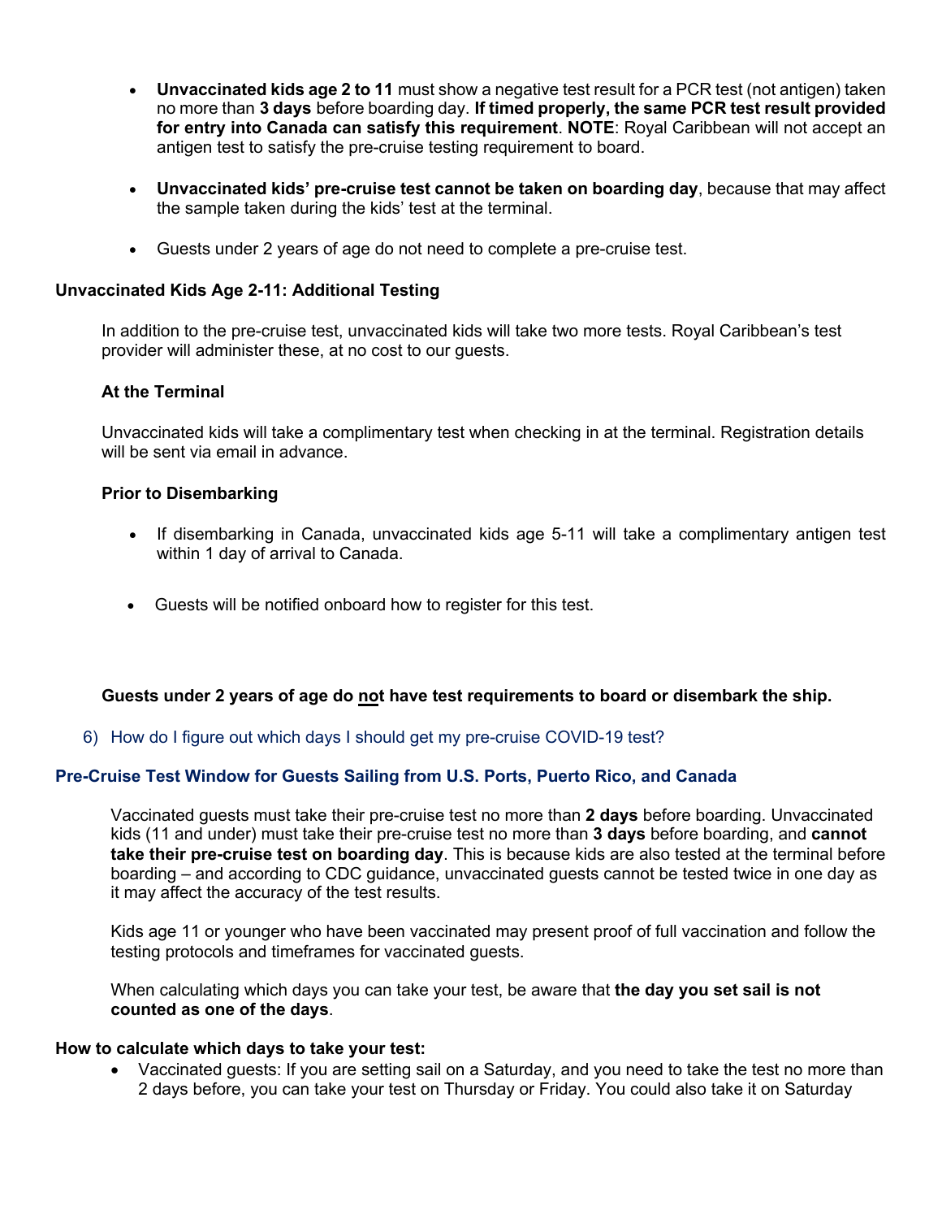- **Unvaccinated kids age 2 to 11** must show a negative test result for a PCR test (not antigen) taken no more than **3 days** before boarding day. **If timed properly, the same PCR test result provided for entry into Canada can satisfy this requirement**. **NOTE**: Royal Caribbean will not accept an antigen test to satisfy the pre-cruise testing requirement to board.

- **Unvaccinated kids' pre-cruise test cannot be taken on boarding day**, because that may affect the sample taken during the kids' test at the terminal.

- Guests under 2 years of age do not need to complete a pre-cruise test.

**Unvaccinated Kids Age 2-11: Additional Testing**

In addition to the pre-cruise test, unvaccinated kids will take two more tests. Royal Caribbean's test provider will administer these, at no cost to our guests.

**At the Terminal**

Unvaccinated kids will take a complimentary test when checking in at the terminal. Registration details will be sent via email in advance.

**Prior to Disembarking**

- If disembarking in Canada, unvaccinated kids age 5-11 will take a complimentary antigen test within 1 day of arrival to Canada.

- Guests will be notified onboard how to register for this test.

**Guests under 2 years of age do <u>not</u> have test requirements to board or disembark the ship.**

6) How do I figure out which days I should get my pre-cruise COVID-19 test?

**Pre-Cruise Test Window for Guests Sailing from U.S. Ports, Puerto Rico, and Canada**

Vaccinated guests must take their pre-cruise test no more than **2 days** before boarding. Unvaccinated kids (11 and under) must take their pre-cruise test no more than **3 days** before boarding, and **cannot take their pre-cruise test on boarding day**. This is because kids are also tested at the terminal before boarding – and according to CDC guidance, unvaccinated guests cannot be tested twice in one day as it may affect the accuracy of the test results.

Kids age 11 or younger who have been vaccinated may present proof of full vaccination and follow the testing protocols and timeframes for vaccinated guests.

When calculating which days you can take your test, be aware that **the day you set sail is not counted as one of the days**.

**How to calculate which days to take your test:**

- Vaccinated guests: If you are setting sail on a Saturday, and you need to take the test no more than 2 days before, you can take your test on Thursday or Friday. You could also take it on Saturday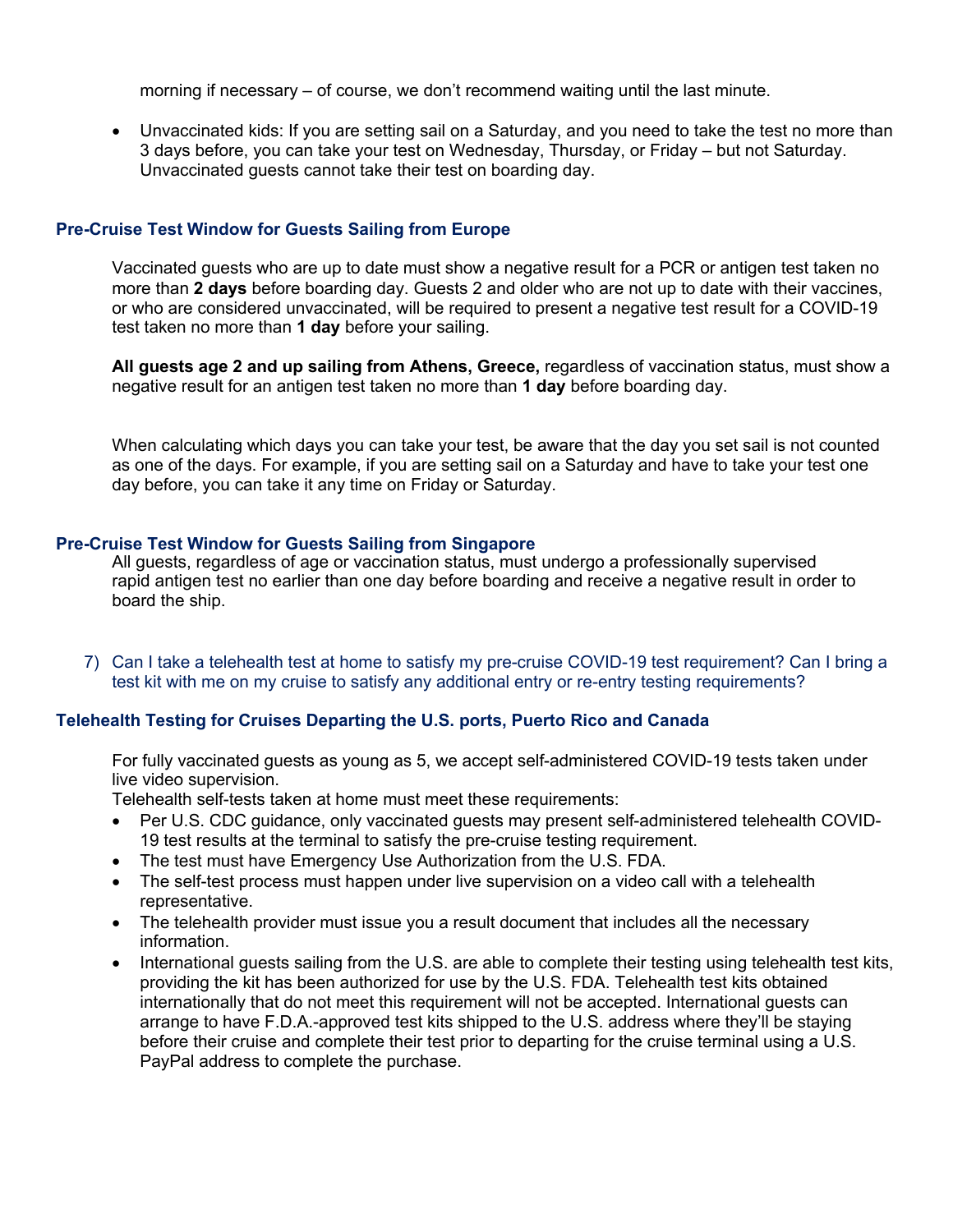morning if necessary – of course, we don't recommend waiting until the last minute.

- Unvaccinated kids: If you are setting sail on a Saturday, and you need to take the test no more than 3 days before, you can take your test on Wednesday, Thursday, or Friday – but not Saturday. Unvaccinated guests cannot take their test on boarding day.

### Pre-Cruise Test Window for Guests Sailing from Europe

Vaccinated guests who are up to date must show a negative result for a PCR or antigen test taken no more than **2 days** before boarding day. Guests 2 and older who are not up to date with their vaccines, or who are considered unvaccinated, will be required to present a negative test result for a COVID-19 test taken no more than **1 day** before your sailing.

**All guests age 2 and up sailing from Athens, Greece,** regardless of vaccination status, must show a negative result for an antigen test taken no more than **1 day** before boarding day.

When calculating which days you can take your test, be aware that the day you set sail is not counted as one of the days. For example, if you are setting sail on a Saturday and have to take your test one day before, you can take it any time on Friday or Saturday.

### Pre-Cruise Test Window for Guests Sailing from Singapore

All guests, regardless of age or vaccination status, must undergo a professionally supervised rapid antigen test no earlier than one day before boarding and receive a negative result in order to board the ship.

7) Can I take a telehealth test at home to satisfy my pre-cruise COVID-19 test requirement? Can I bring a test kit with me on my cruise to satisfy any additional entry or re-entry testing requirements?

### Telehealth Testing for Cruises Departing the U.S. ports, Puerto Rico and Canada

For fully vaccinated guests as young as 5, we accept self-administered COVID-19 tests taken under live video supervision.

Telehealth self-tests taken at home must meet these requirements:

- Per U.S. CDC guidance, only vaccinated guests may present self-administered telehealth COVID-19 test results at the terminal to satisfy the pre-cruise testing requirement.
- The test must have Emergency Use Authorization from the U.S. FDA.
- The self-test process must happen under live supervision on a video call with a telehealth representative.
- The telehealth provider must issue you a result document that includes all the necessary information.
- International guests sailing from the U.S. are able to complete their testing using telehealth test kits, providing the kit has been authorized for use by the U.S. FDA. Telehealth test kits obtained internationally that do not meet this requirement will not be accepted. International guests can arrange to have F.D.A.-approved test kits shipped to the U.S. address where they'll be staying before their cruise and complete their test prior to departing for the cruise terminal using a U.S. PayPal address to complete the purchase.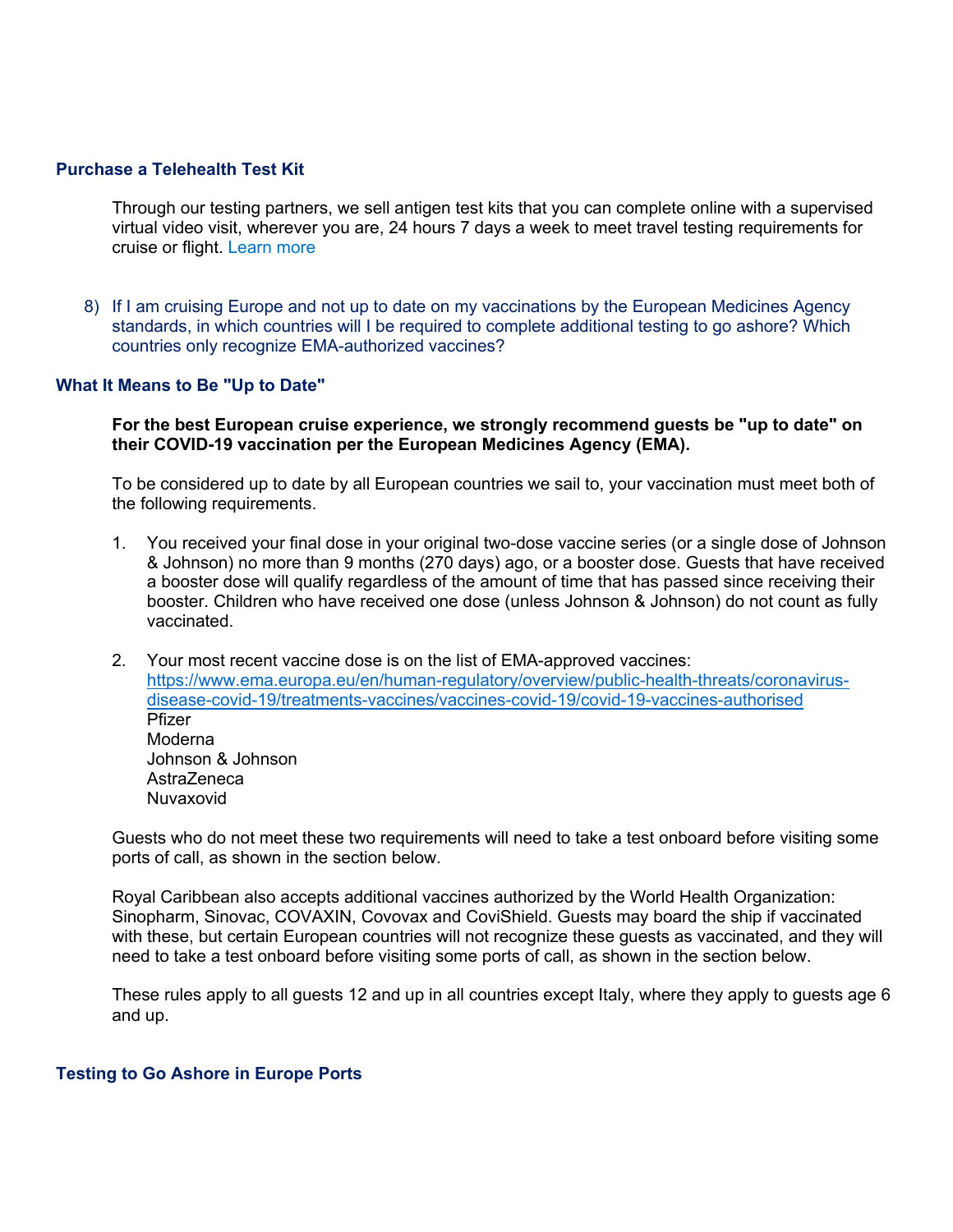### Purchase a Telehealth Test Kit

Through our testing partners, we sell antigen test kits that you can complete online with a supervised virtual video visit, wherever you are, 24 hours 7 days a week to meet travel testing requirements for cruise or flight. Learn more

8) If I am cruising Europe and not up to date on my vaccinations by the European Medicines Agency standards, in which countries will I be required to complete additional testing to go ashore? Which countries only recognize EMA-authorized vaccines?

### What It Means to Be "Up to Date"

**For the best European cruise experience, we strongly recommend guests be "up to date" on their COVID-19 vaccination per the European Medicines Agency (EMA).**

To be considered up to date by all European countries we sail to, your vaccination must meet both of the following requirements.

1. You received your final dose in your original two-dose vaccine series (or a single dose of Johnson & Johnson) no more than 9 months (270 days) ago, or a booster dose. Guests that have received a booster dose will qualify regardless of the amount of time that has passed since receiving their booster. Children who have received one dose (unless Johnson & Johnson) do not count as fully vaccinated.

2. Your most recent vaccine dose is on the list of EMA-approved vaccines: https://www.ema.europa.eu/en/human-regulatory/overview/public-health-threats/coronavirus-disease-covid-19/treatments-vaccines/vaccines-covid-19/covid-19-vaccines-authorised
   Pfizer
   Moderna
   Johnson & Johnson
   AstraZeneca
   Nuvaxovid

Guests who do not meet these two requirements will need to take a test onboard before visiting some ports of call, as shown in the section below.

Royal Caribbean also accepts additional vaccines authorized by the World Health Organization: Sinopharm, Sinovac, COVAXIN, Covovax and CoviShield. Guests may board the ship if vaccinated with these, but certain European countries will not recognize these guests as vaccinated, and they will need to take a test onboard before visiting some ports of call, as shown in the section below.

These rules apply to all guests 12 and up in all countries except Italy, where they apply to guests age 6 and up.

### Testing to Go Ashore in Europe Ports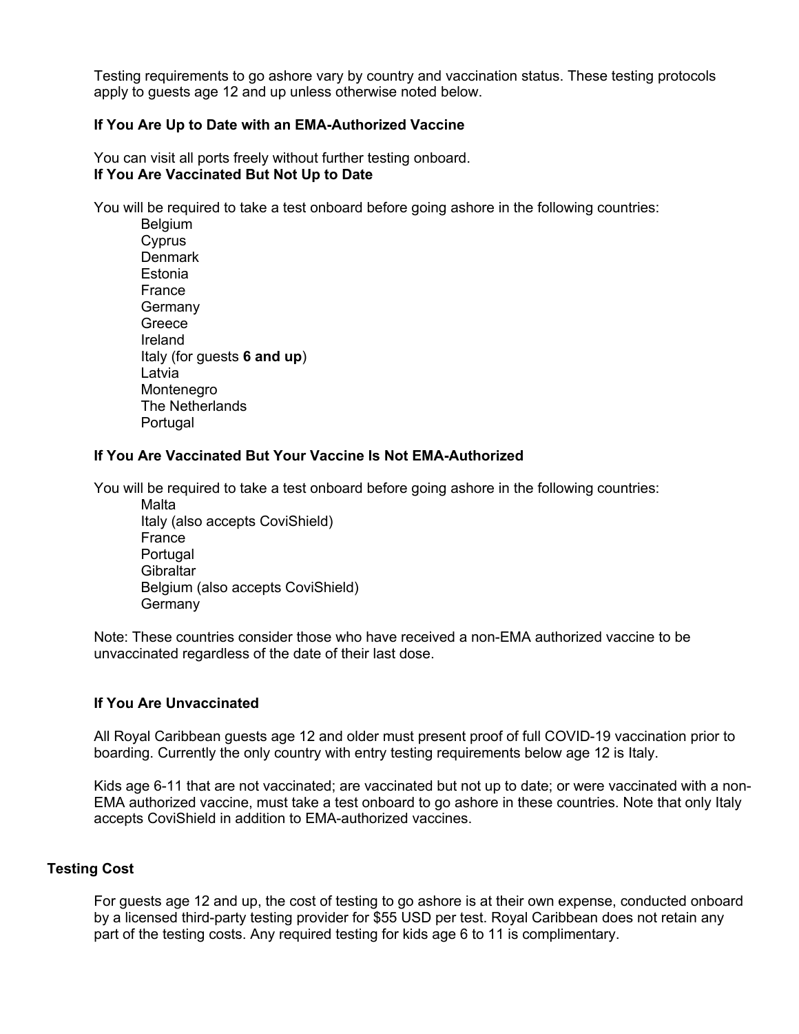Testing requirements to go ashore vary by country and vaccination status. These testing protocols apply to guests age 12 and up unless otherwise noted below.

**If You Are Up to Date with an EMA-Authorized Vaccine**

You can visit all ports freely without further testing onboard.

**If You Are Vaccinated But Not Up to Date**

You will be required to take a test onboard before going ashore in the following countries:

- Belgium
- Cyprus
- Denmark
- Estonia
- France
- Germany
- Greece
- Ireland
- Italy (for guests **6 and up**)
- Latvia
- Montenegro
- The Netherlands
- Portugal

**If You Are Vaccinated But Your Vaccine Is Not EMA-Authorized**

You will be required to take a test onboard before going ashore in the following countries:

- Malta
- Italy (also accepts CoviShield)
- France
- Portugal
- Gibraltar
- Belgium (also accepts CoviShield)
- Germany

Note: These countries consider those who have received a non-EMA authorized vaccine to be unvaccinated regardless of the date of their last dose.

**If You Are Unvaccinated**

All Royal Caribbean guests age 12 and older must present proof of full COVID-19 vaccination prior to boarding. Currently the only country with entry testing requirements below age 12 is Italy.

Kids age 6-11 that are not vaccinated; are vaccinated but not up to date; or were vaccinated with a non-EMA authorized vaccine, must take a test onboard to go ashore in these countries. Note that only Italy accepts CoviShield in addition to EMA-authorized vaccines.

**Testing Cost**

For guests age 12 and up, the cost of testing to go ashore is at their own expense, conducted onboard by a licensed third-party testing provider for $55 USD per test. Royal Caribbean does not retain any part of the testing costs. Any required testing for kids age 6 to 11 is complimentary.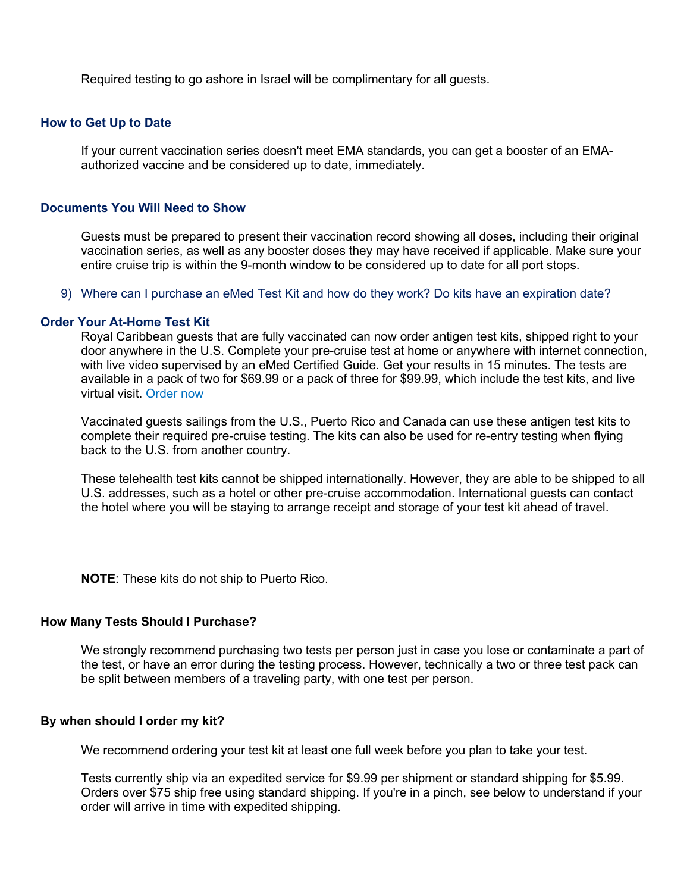Required testing to go ashore in Israel will be complimentary for all guests.

### How to Get Up to Date

If your current vaccination series doesn't meet EMA standards, you can get a booster of an EMA-authorized vaccine and be considered up to date, immediately.

### Documents You Will Need to Show

Guests must be prepared to present their vaccination record showing all doses, including their original vaccination series, as well as any booster doses they may have received if applicable. Make sure your entire cruise trip is within the 9-month window to be considered up to date for all port stops.

9) Where can I purchase an eMed Test Kit and how do they work? Do kits have an expiration date?

### Order Your At-Home Test Kit

Royal Caribbean guests that are fully vaccinated can now order antigen test kits, shipped right to your door anywhere in the U.S. Complete your pre-cruise test at home or anywhere with internet connection, with live video supervised by an eMed Certified Guide. Get your results in 15 minutes. The tests are available in a pack of two for $69.99 or a pack of three for $99.99, which include the test kits, and live virtual visit. Order now

Vaccinated guests sailings from the U.S., Puerto Rico and Canada can use these antigen test kits to complete their required pre-cruise testing. The kits can also be used for re-entry testing when flying back to the U.S. from another country.

These telehealth test kits cannot be shipped internationally. However, they are able to be shipped to all U.S. addresses, such as a hotel or other pre-cruise accommodation. International guests can contact the hotel where you will be staying to arrange receipt and storage of your test kit ahead of travel.

**NOTE**: These kits do not ship to Puerto Rico.

### How Many Tests Should I Purchase?

We strongly recommend purchasing two tests per person just in case you lose or contaminate a part of the test, or have an error during the testing process. However, technically a two or three test pack can be split between members of a traveling party, with one test per person.

### By when should I order my kit?

We recommend ordering your test kit at least one full week before you plan to take your test.

Tests currently ship via an expedited service for $9.99 per shipment or standard shipping for $5.99. Orders over $75 ship free using standard shipping. If you're in a pinch, see below to understand if your order will arrive in time with expedited shipping.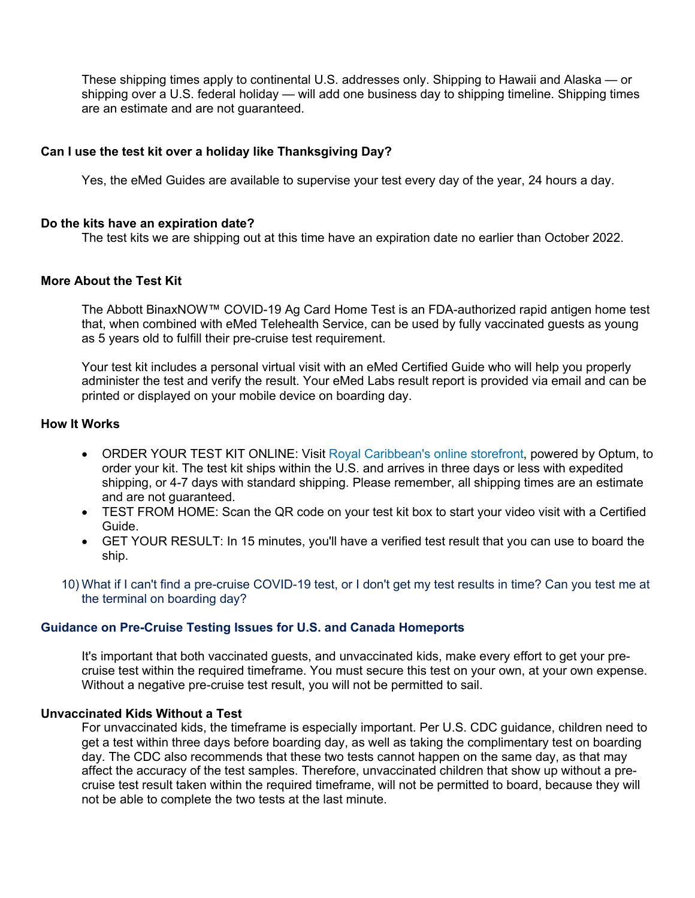These shipping times apply to continental U.S. addresses only. Shipping to Hawaii and Alaska — or shipping over a U.S. federal holiday — will add one business day to shipping timeline. Shipping times are an estimate and are not guaranteed.

**Can I use the test kit over a holiday like Thanksgiving Day?**

Yes, the eMed Guides are available to supervise your test every day of the year, 24 hours a day.

**Do the kits have an expiration date?**

The test kits we are shipping out at this time have an expiration date no earlier than October 2022.

**More About the Test Kit**

The Abbott BinaxNOW™ COVID-19 Ag Card Home Test is an FDA-authorized rapid antigen home test that, when combined with eMed Telehealth Service, can be used by fully vaccinated guests as young as 5 years old to fulfill their pre-cruise test requirement.

Your test kit includes a personal virtual visit with an eMed Certified Guide who will help you properly administer the test and verify the result. Your eMed Labs result report is provided via email and can be printed or displayed on your mobile device on boarding day.

**How It Works**

- ORDER YOUR TEST KIT ONLINE: Visit Royal Caribbean's online storefront, powered by Optum, to order your kit. The test kit ships within the U.S. and arrives in three days or less with expedited shipping, or 4-7 days with standard shipping. Please remember, all shipping times are an estimate and are not guaranteed.
- TEST FROM HOME: Scan the QR code on your test kit box to start your video visit with a Certified Guide.
- GET YOUR RESULT: In 15 minutes, you'll have a verified test result that you can use to board the ship.

10) What if I can't find a pre-cruise COVID-19 test, or I don't get my test results in time? Can you test me at the terminal on boarding day?

**Guidance on Pre-Cruise Testing Issues for U.S. and Canada Homeports**

It's important that both vaccinated guests, and unvaccinated kids, make every effort to get your pre-cruise test within the required timeframe. You must secure this test on your own, at your own expense. Without a negative pre-cruise test result, you will not be permitted to sail.

**Unvaccinated Kids Without a Test**

For unvaccinated kids, the timeframe is especially important. Per U.S. CDC guidance, children need to get a test within three days before boarding day, as well as taking the complimentary test on boarding day. The CDC also recommends that these two tests cannot happen on the same day, as that may affect the accuracy of the test samples. Therefore, unvaccinated children that show up without a pre-cruise test result taken within the required timeframe, will not be permitted to board, because they will not be able to complete the two tests at the last minute.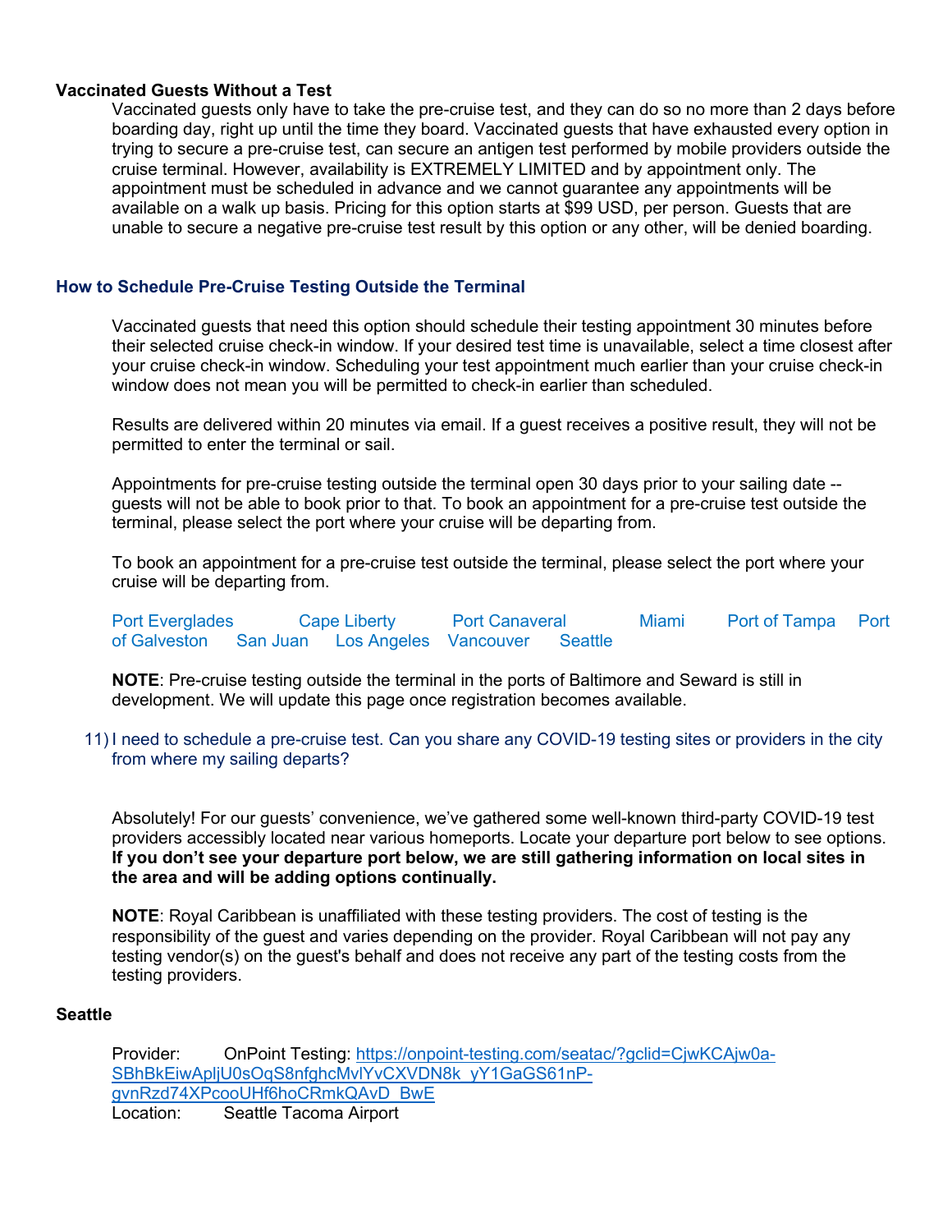**Vaccinated Guests Without a Test**

Vaccinated guests only have to take the pre-cruise test, and they can do so no more than 2 days before boarding day, right up until the time they board. Vaccinated guests that have exhausted every option in trying to secure a pre-cruise test, can secure an antigen test performed by mobile providers outside the cruise terminal. However, availability is EXTREMELY LIMITED and by appointment only. The appointment must be scheduled in advance and we cannot guarantee any appointments will be available on a walk up basis. Pricing for this option starts at $99 USD, per person. Guests that are unable to secure a negative pre-cruise test result by this option or any other, will be denied boarding.

### How to Schedule Pre-Cruise Testing Outside the Terminal

Vaccinated guests that need this option should schedule their testing appointment 30 minutes before their selected cruise check-in window. If your desired test time is unavailable, select a time closest after your cruise check-in window. Scheduling your test appointment much earlier than your cruise check-in window does not mean you will be permitted to check-in earlier than scheduled.

Results are delivered within 20 minutes via email. If a guest receives a positive result, they will not be permitted to enter the terminal or sail.

Appointments for pre-cruise testing outside the terminal open 30 days prior to your sailing date -- guests will not be able to book prior to that. To book an appointment for a pre-cruise test outside the terminal, please select the port where your cruise will be departing from.

To book an appointment for a pre-cruise test outside the terminal, please select the port where your cruise will be departing from.

Port Everglades   Cape Liberty   Port Canaveral   Miami   Port of Tampa   Port of Galveston   San Juan   Los Angeles   Vancouver   Seattle

**NOTE**: Pre-cruise testing outside the terminal in the ports of Baltimore and Seward is still in development. We will update this page once registration becomes available.

11) I need to schedule a pre-cruise test. Can you share any COVID-19 testing sites or providers in the city from where my sailing departs?

Absolutely! For our guests' convenience, we've gathered some well-known third-party COVID-19 test providers accessibly located near various homeports. Locate your departure port below to see options. **If you don't see your departure port below, we are still gathering information on local sites in the area and will be adding options continually.**

**NOTE**: Royal Caribbean is unaffiliated with these testing providers. The cost of testing is the responsibility of the guest and varies depending on the provider. Royal Caribbean will not pay any testing vendor(s) on the guest's behalf and does not receive any part of the testing costs from the testing providers.

**Seattle**

Provider: OnPoint Testing: https://onpoint-testing.com/seatac/?gclid=CjwKCAjw0a-SBhBkEiwApljU0sOqS8nfghcMvlYvCXVDN8k_yY1GaGS61nP-gvnRzd74XPcooUHf6hoCRmkQAvD_BwE
Location: Seattle Tacoma Airport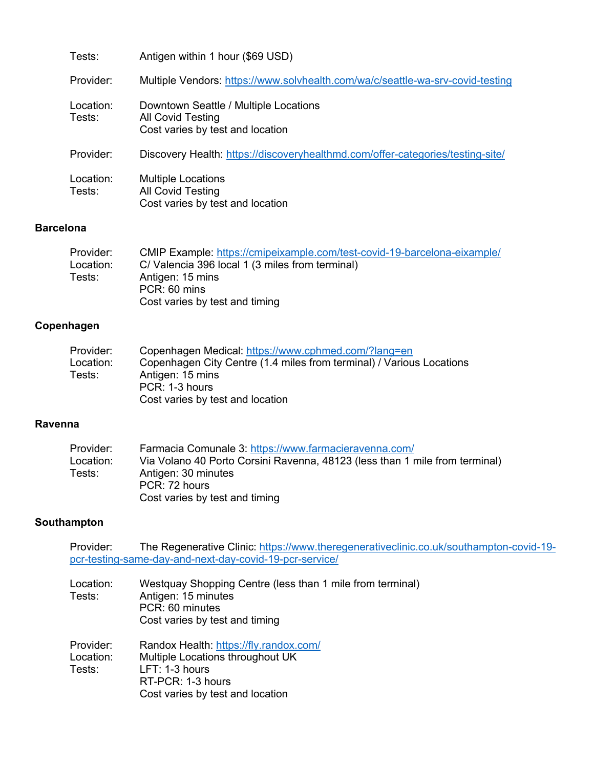Tests: Antigen within 1 hour ($69 USD)

Provider: Multiple Vendors: https://www.solvhealth.com/wa/c/seattle-wa-srv-covid-testing

Location: Downtown Seattle / Multiple Locations
Tests: All Covid Testing
Cost varies by test and location

Provider: Discovery Health: https://discoveryhealthmd.com/offer-categories/testing-site/

Location: Multiple Locations
Tests: All Covid Testing
Cost varies by test and location

**Barcelona**

Provider: CMIP Example: https://cmipeixample.com/test-covid-19-barcelona-eixample/
Location: C/ Valencia 396 local 1 (3 miles from terminal)
Tests: Antigen: 15 mins
PCR: 60 mins
Cost varies by test and timing

**Copenhagen**

Provider: Copenhagen Medical: https://www.cphmed.com/?lang=en
Location: Copenhagen City Centre (1.4 miles from terminal) / Various Locations
Tests: Antigen: 15 mins
PCR: 1-3 hours
Cost varies by test and location

**Ravenna**

Provider: Farmacia Comunale 3: https://www.farmacieravenna.com/
Location: Via Volano 40 Porto Corsini Ravenna, 48123 (less than 1 mile from terminal)
Tests: Antigen: 30 minutes
PCR: 72 hours
Cost varies by test and timing

**Southampton**

Provider: The Regenerative Clinic: https://www.theregenerativeclinic.co.uk/southampton-covid-19-pcr-testing-same-day-and-next-day-covid-19-pcr-service/

Location: Westquay Shopping Centre (less than 1 mile from terminal)
Tests: Antigen: 15 minutes
PCR: 60 minutes
Cost varies by test and timing

Provider: Randox Health: https://fly.randox.com/
Location: Multiple Locations throughout UK
Tests: LFT: 1-3 hours
RT-PCR: 1-3 hours
Cost varies by test and location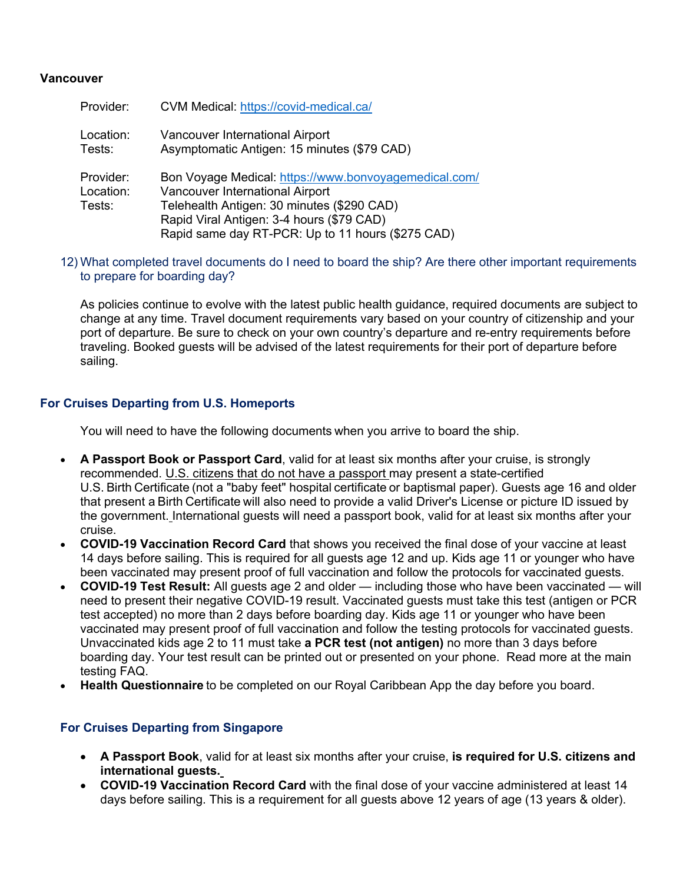**Vancouver**

Provider: CVM Medical: https://covid-medical.ca/

Location: Vancouver International Airport
Tests: Asymptomatic Antigen: 15 minutes ($79 CAD)

Provider: Bon Voyage Medical: https://www.bonvoyagemedical.com/
Location: Vancouver International Airport
Tests: Telehealth Antigen: 30 minutes ($290 CAD)
Rapid Viral Antigen: 3-4 hours ($79 CAD)
Rapid same day RT-PCR: Up to 11 hours ($275 CAD)

12) What completed travel documents do I need to board the ship? Are there other important requirements to prepare for boarding day?

As policies continue to evolve with the latest public health guidance, required documents are subject to change at any time. Travel document requirements vary based on your country of citizenship and your port of departure. Be sure to check on your own country's departure and re-entry requirements before traveling. Booked guests will be advised of the latest requirements for their port of departure before sailing.

### For Cruises Departing from U.S. Homeports

You will need to have the following documents when you arrive to board the ship.

- **A Passport Book or Passport Card**, valid for at least six months after your cruise, is strongly recommended. U.S. citizens that do not have a passport may present a state-certified U.S. Birth Certificate (not a "baby feet" hospital certificate or baptismal paper). Guests age 16 and older that present a Birth Certificate will also need to provide a valid Driver's License or picture ID issued by the government. International guests will need a passport book, valid for at least six months after your cruise.
- **COVID-19 Vaccination Record Card** that shows you received the final dose of your vaccine at least 14 days before sailing. This is required for all guests age 12 and up. Kids age 11 or younger who have been vaccinated may present proof of full vaccination and follow the protocols for vaccinated guests.
- **COVID-19 Test Result:** All guests age 2 and older — including those who have been vaccinated — will need to present their negative COVID-19 result. Vaccinated guests must take this test (antigen or PCR test accepted) no more than 2 days before boarding day. Kids age 11 or younger who have been vaccinated may present proof of full vaccination and follow the testing protocols for vaccinated guests. Unvaccinated kids age 2 to 11 must take **a PCR test (not antigen)** no more than 3 days before boarding day. Your test result can be printed out or presented on your phone. Read more at the main testing FAQ.
- **Health Questionnaire** to be completed on our Royal Caribbean App the day before you board.

### For Cruises Departing from Singapore

- **A Passport Book**, valid for at least six months after your cruise, **is required for U.S. citizens and international guests.**
- **COVID-19 Vaccination Record Card** with the final dose of your vaccine administered at least 14 days before sailing. This is a requirement for all guests above 12 years of age (13 years & older).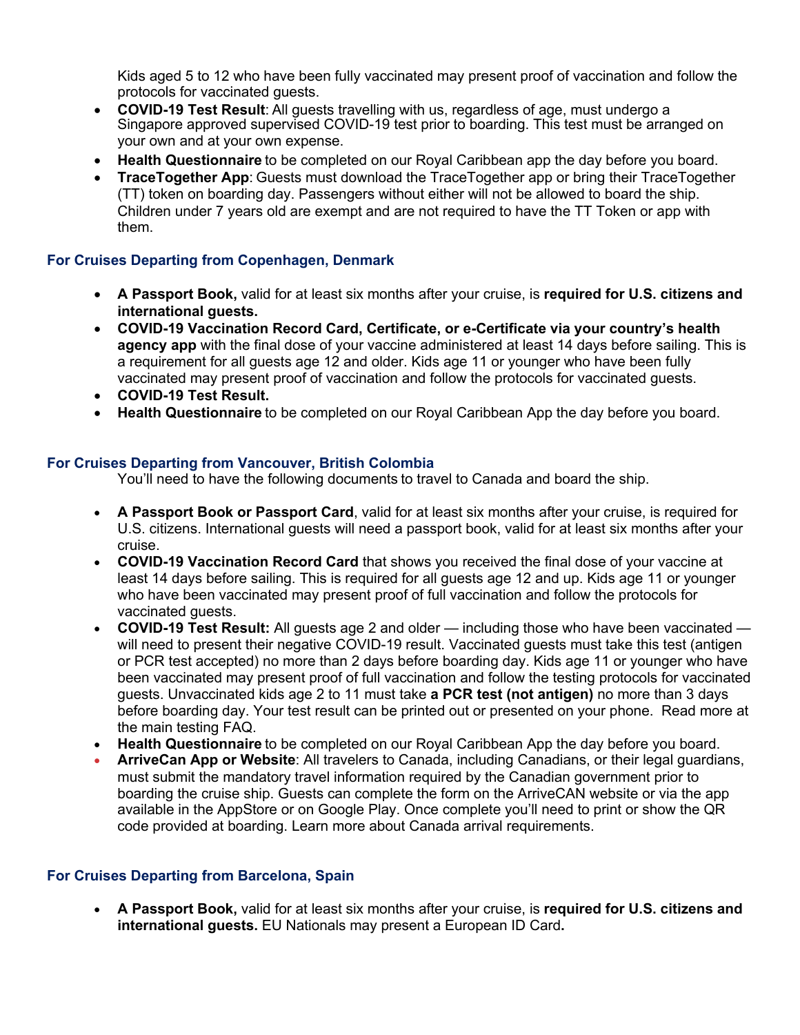Kids aged 5 to 12 who have been fully vaccinated may present proof of vaccination and follow the protocols for vaccinated guests.

- **COVID-19 Test Result**: All guests travelling with us, regardless of age, must undergo a Singapore approved supervised COVID-19 test prior to boarding. This test must be arranged on your own and at your own expense.
- **Health Questionnaire** to be completed on our Royal Caribbean app the day before you board.
- **TraceTogether App**: Guests must download the TraceTogether app or bring their TraceTogether (TT) token on boarding day. Passengers without either will not be allowed to board the ship. Children under 7 years old are exempt and are not required to have the TT Token or app with them.

### For Cruises Departing from Copenhagen, Denmark

- **A Passport Book,** valid for at least six months after your cruise, is **required for U.S. citizens and international guests.**
- **COVID-19 Vaccination Record Card, Certificate, or e-Certificate via your country's health agency app** with the final dose of your vaccine administered at least 14 days before sailing. This is a requirement for all guests age 12 and older. Kids age 11 or younger who have been fully vaccinated may present proof of vaccination and follow the protocols for vaccinated guests.
- **COVID-19 Test Result.**
- **Health Questionnaire** to be completed on our Royal Caribbean App the day before you board.

### For Cruises Departing from Vancouver, British Colombia

You'll need to have the following documents to travel to Canada and board the ship.

- **A Passport Book or Passport Card**, valid for at least six months after your cruise, is required for U.S. citizens. International guests will need a passport book, valid for at least six months after your cruise.
- **COVID-19 Vaccination Record Card** that shows you received the final dose of your vaccine at least 14 days before sailing. This is required for all guests age 12 and up. Kids age 11 or younger who have been vaccinated may present proof of full vaccination and follow the protocols for vaccinated guests.
- **COVID-19 Test Result:** All guests age 2 and older — including those who have been vaccinated — will need to present their negative COVID-19 result. Vaccinated guests must take this test (antigen or PCR test accepted) no more than 2 days before boarding day. Kids age 11 or younger who have been vaccinated may present proof of full vaccination and follow the testing protocols for vaccinated guests. Unvaccinated kids age 2 to 11 must take **a PCR test (not antigen)** no more than 3 days before boarding day. Your test result can be printed out or presented on your phone. Read more at the main testing FAQ.
- **Health Questionnaire** to be completed on our Royal Caribbean App the day before you board.
- **ArriveCan App or Website**: All travelers to Canada, including Canadians, or their legal guardians, must submit the mandatory travel information required by the Canadian government prior to boarding the cruise ship. Guests can complete the form on the ArriveCAN website or via the app available in the AppStore or on Google Play. Once complete you'll need to print or show the QR code provided at boarding. Learn more about Canada arrival requirements.

### For Cruises Departing from Barcelona, Spain

- **A Passport Book,** valid for at least six months after your cruise, is **required for U.S. citizens and international guests.** EU Nationals may present a European ID Card**.**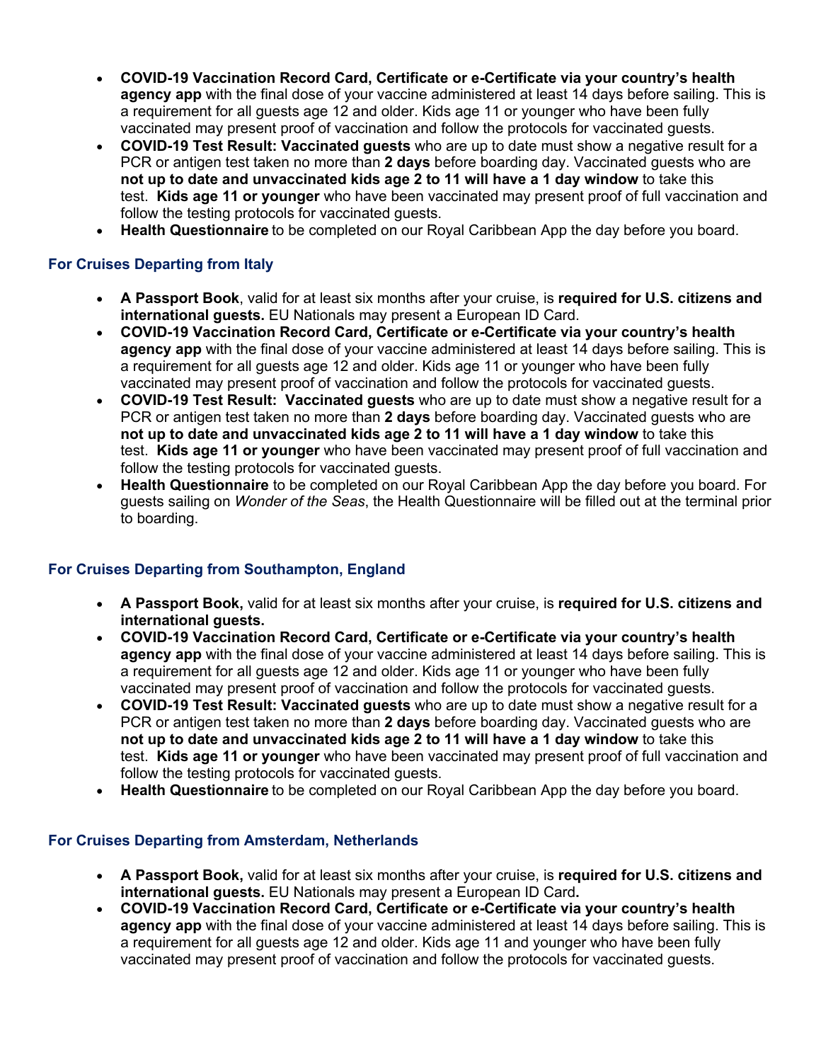- **COVID-19 Vaccination Record Card, Certificate or e-Certificate via your country's health agency app** with the final dose of your vaccine administered at least 14 days before sailing. This is a requirement for all guests age 12 and older. Kids age 11 or younger who have been fully vaccinated may present proof of vaccination and follow the protocols for vaccinated guests.
- **COVID-19 Test Result: Vaccinated guests** who are up to date must show a negative result for a PCR or antigen test taken no more than **2 days** before boarding day. Vaccinated guests who are **not up to date and unvaccinated kids age 2 to 11 will have a 1 day window** to take this test. **Kids age 11 or younger** who have been vaccinated may present proof of full vaccination and follow the testing protocols for vaccinated guests.
- **Health Questionnaire** to be completed on our Royal Caribbean App the day before you board.

### For Cruises Departing from Italy

- **A Passport Book**, valid for at least six months after your cruise, is **required for U.S. citizens and international guests.** EU Nationals may present a European ID Card.
- **COVID-19 Vaccination Record Card, Certificate or e-Certificate via your country's health agency app** with the final dose of your vaccine administered at least 14 days before sailing. This is a requirement for all guests age 12 and older. Kids age 11 or younger who have been fully vaccinated may present proof of vaccination and follow the protocols for vaccinated guests.
- **COVID-19 Test Result: Vaccinated guests** who are up to date must show a negative result for a PCR or antigen test taken no more than **2 days** before boarding day. Vaccinated guests who are **not up to date and unvaccinated kids age 2 to 11 will have a 1 day window** to take this test. **Kids age 11 or younger** who have been vaccinated may present proof of full vaccination and follow the testing protocols for vaccinated guests.
- **Health Questionnaire** to be completed on our Royal Caribbean App the day before you board. For guests sailing on *Wonder of the Seas*, the Health Questionnaire will be filled out at the terminal prior to boarding.

### For Cruises Departing from Southampton, England

- **A Passport Book,** valid for at least six months after your cruise, is **required for U.S. citizens and international guests.**
- **COVID-19 Vaccination Record Card, Certificate or e-Certificate via your country's health agency app** with the final dose of your vaccine administered at least 14 days before sailing. This is a requirement for all guests age 12 and older. Kids age 11 or younger who have been fully vaccinated may present proof of vaccination and follow the protocols for vaccinated guests.
- **COVID-19 Test Result: Vaccinated guests** who are up to date must show a negative result for a PCR or antigen test taken no more than **2 days** before boarding day. Vaccinated guests who are **not up to date and unvaccinated kids age 2 to 11 will have a 1 day window** to take this test. **Kids age 11 or younger** who have been vaccinated may present proof of full vaccination and follow the testing protocols for vaccinated guests.
- **Health Questionnaire** to be completed on our Royal Caribbean App the day before you board.

### For Cruises Departing from Amsterdam, Netherlands

- **A Passport Book,** valid for at least six months after your cruise, is **required for U.S. citizens and international guests.** EU Nationals may present a European ID Card**.**
- **COVID-19 Vaccination Record Card, Certificate or e-Certificate via your country's health agency app** with the final dose of your vaccine administered at least 14 days before sailing. This is a requirement for all guests age 12 and older. Kids age 11 and younger who have been fully vaccinated may present proof of vaccination and follow the protocols for vaccinated guests.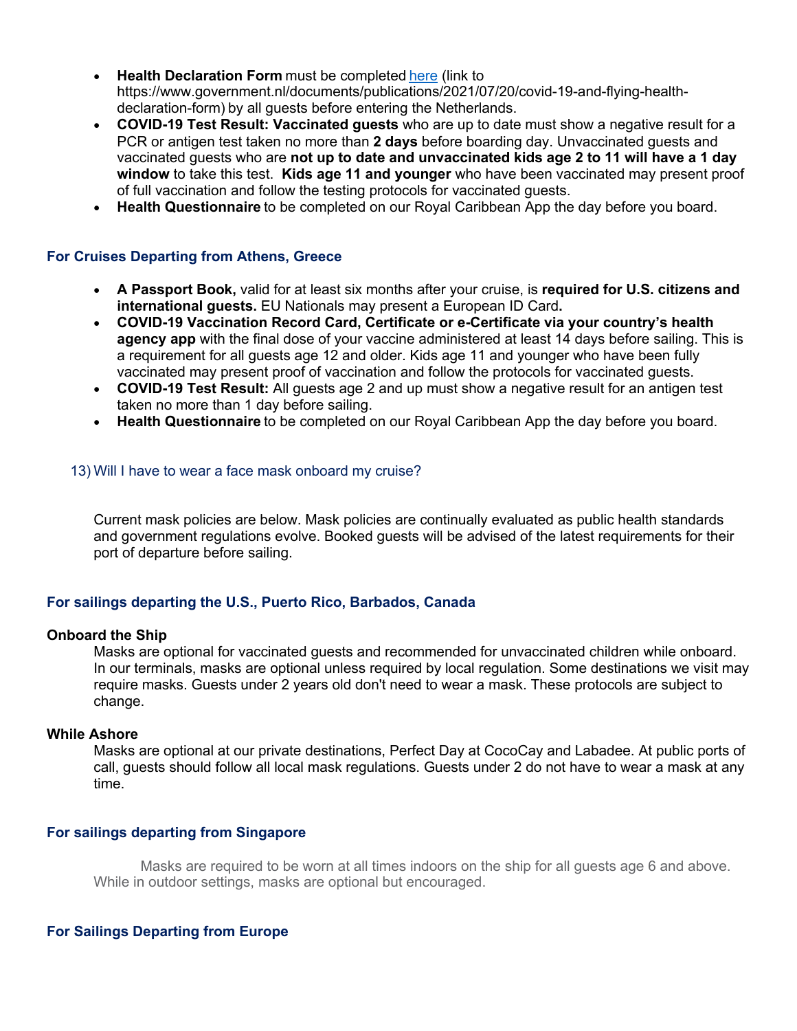- **Health Declaration Form** must be completed [here](https://www.government.nl/documents/publications/2021/07/20/covid-19-and-flying-health-declaration-form) (link to https://www.government.nl/documents/publications/2021/07/20/covid-19-and-flying-health-declaration-form) by all guests before entering the Netherlands.
- **COVID-19 Test Result: Vaccinated guests** who are up to date must show a negative result for a PCR or antigen test taken no more than **2 days** before boarding day. Unvaccinated guests and vaccinated guests who are **not up to date and unvaccinated kids age 2 to 11 will have a 1 day window** to take this test. **Kids age 11 and younger** who have been vaccinated may present proof of full vaccination and follow the testing protocols for vaccinated guests.
- **Health Questionnaire** to be completed on our Royal Caribbean App the day before you board.

### For Cruises Departing from Athens, Greece

- **A Passport Book,** valid for at least six months after your cruise, is **required for U.S. citizens and international guests.** EU Nationals may present a European ID Card**.**
- **COVID-19 Vaccination Record Card, Certificate or e-Certificate via your country's health agency app** with the final dose of your vaccine administered at least 14 days before sailing. This is a requirement for all guests age 12 and older. Kids age 11 and younger who have been fully vaccinated may present proof of vaccination and follow the protocols for vaccinated guests.
- **COVID-19 Test Result:** All guests age 2 and up must show a negative result for an antigen test taken no more than 1 day before sailing.
- **Health Questionnaire** to be completed on our Royal Caribbean App the day before you board.

13) Will I have to wear a face mask onboard my cruise?

Current mask policies are below. Mask policies are continually evaluated as public health standards and government regulations evolve. Booked guests will be advised of the latest requirements for their port of departure before sailing.

### For sailings departing the U.S., Puerto Rico, Barbados, Canada

**Onboard the Ship**

Masks are optional for vaccinated guests and recommended for unvaccinated children while onboard. In our terminals, masks are optional unless required by local regulation. Some destinations we visit may require masks. Guests under 2 years old don't need to wear a mask. These protocols are subject to change.

**While Ashore**

Masks are optional at our private destinations, Perfect Day at CocoCay and Labadee. At public ports of call, guests should follow all local mask regulations. Guests under 2 do not have to wear a mask at any time.

### For sailings departing from Singapore

Masks are required to be worn at all times indoors on the ship for all guests age 6 and above. While in outdoor settings, masks are optional but encouraged.

### For Sailings Departing from Europe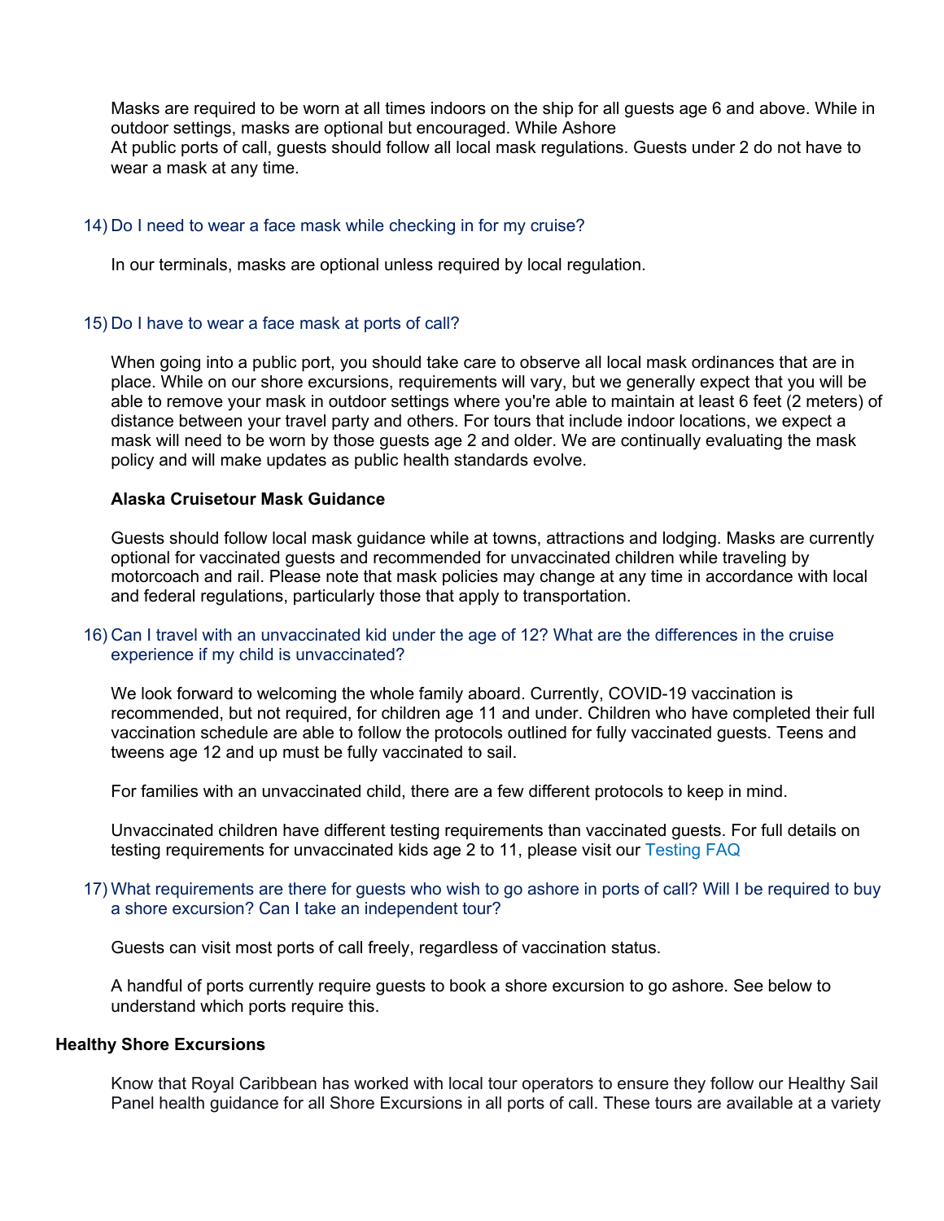Masks are required to be worn at all times indoors on the ship for all guests age 6 and above. While in outdoor settings, masks are optional but encouraged. While Ashore
At public ports of call, guests should follow all local mask regulations. Guests under 2 do not have to wear a mask at any time.

14) Do I need to wear a face mask while checking in for my cruise?

In our terminals, masks are optional unless required by local regulation.

15) Do I have to wear a face mask at ports of call?

When going into a public port, you should take care to observe all local mask ordinances that are in place. While on our shore excursions, requirements will vary, but we generally expect that you will be able to remove your mask in outdoor settings where you're able to maintain at least 6 feet (2 meters) of distance between your travel party and others. For tours that include indoor locations, we expect a mask will need to be worn by those guests age 2 and older. We are continually evaluating the mask policy and will make updates as public health standards evolve.

**Alaska Cruisetour Mask Guidance**

Guests should follow local mask guidance while at towns, attractions and lodging. Masks are currently optional for vaccinated guests and recommended for unvaccinated children while traveling by motorcoach and rail. Please note that mask policies may change at any time in accordance with local and federal regulations, particularly those that apply to transportation.

16) Can I travel with an unvaccinated kid under the age of 12? What are the differences in the cruise experience if my child is unvaccinated?

We look forward to welcoming the whole family aboard. Currently, COVID-19 vaccination is recommended, but not required, for children age 11 and under. Children who have completed their full vaccination schedule are able to follow the protocols outlined for fully vaccinated guests. Teens and tweens age 12 and up must be fully vaccinated to sail.

For families with an unvaccinated child, there are a few different protocols to keep in mind.

Unvaccinated children have different testing requirements than vaccinated guests. For full details on testing requirements for unvaccinated kids age 2 to 11, please visit our Testing FAQ

17) What requirements are there for guests who wish to go ashore in ports of call? Will I be required to buy a shore excursion? Can I take an independent tour?

Guests can visit most ports of call freely, regardless of vaccination status.

A handful of ports currently require guests to book a shore excursion to go ashore. See below to understand which ports require this.

**Healthy Shore Excursions**

Know that Royal Caribbean has worked with local tour operators to ensure they follow our Healthy Sail Panel health guidance for all Shore Excursions in all ports of call. These tours are available at a variety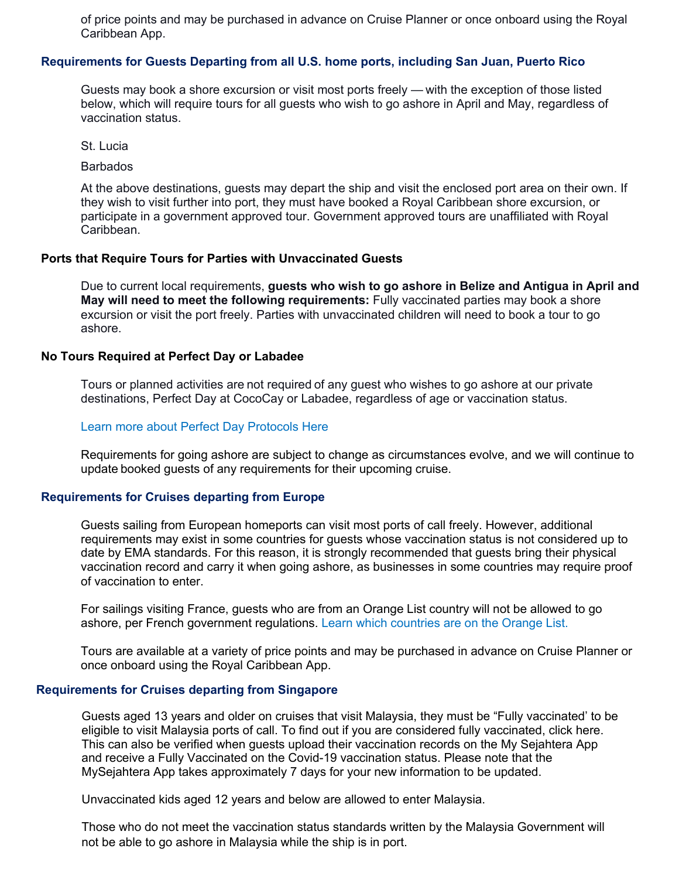of price points and may be purchased in advance on Cruise Planner or once onboard using the Royal Caribbean App.

### Requirements for Guests Departing from all U.S. home ports, including San Juan, Puerto Rico

Guests may book a shore excursion or visit most ports freely — with the exception of those listed below, which will require tours for all guests who wish to go ashore in April and May, regardless of vaccination status.

St. Lucia

Barbados

At the above destinations, guests may depart the ship and visit the enclosed port area on their own. If they wish to visit further into port, they must have booked a Royal Caribbean shore excursion, or participate in a government approved tour. Government approved tours are unaffiliated with Royal Caribbean.

### Ports that Require Tours for Parties with Unvaccinated Guests

Due to current local requirements, **guests who wish to go ashore in Belize and Antigua in April and May will need to meet the following requirements:** Fully vaccinated parties may book a shore excursion or visit the port freely. Parties with unvaccinated children will need to book a tour to go ashore.

### No Tours Required at Perfect Day or Labadee

Tours or planned activities are not required of any guest who wishes to go ashore at our private destinations, Perfect Day at CocoCay or Labadee, regardless of age or vaccination status.

Learn more about Perfect Day Protocols Here

Requirements for going ashore are subject to change as circumstances evolve, and we will continue to update booked guests of any requirements for their upcoming cruise.

### Requirements for Cruises departing from Europe

Guests sailing from European homeports can visit most ports of call freely. However, additional requirements may exist in some countries for guests whose vaccination status is not considered up to date by EMA standards. For this reason, it is strongly recommended that guests bring their physical vaccination record and carry it when going ashore, as businesses in some countries may require proof of vaccination to enter.

For sailings visiting France, guests who are from an Orange List country will not be allowed to go ashore, per French government regulations. Learn which countries are on the Orange List.

Tours are available at a variety of price points and may be purchased in advance on Cruise Planner or once onboard using the Royal Caribbean App.

### Requirements for Cruises departing from Singapore

Guests aged 13 years and older on cruises that visit Malaysia, they must be "Fully vaccinated' to be eligible to visit Malaysia ports of call. To find out if you are considered fully vaccinated, click here. This can also be verified when guests upload their vaccination records on the My Sejahtera App and receive a Fully Vaccinated on the Covid-19 vaccination status. Please note that the MySejahtera App takes approximately 7 days for your new information to be updated.

Unvaccinated kids aged 12 years and below are allowed to enter Malaysia.

Those who do not meet the vaccination status standards written by the Malaysia Government will not be able to go ashore in Malaysia while the ship is in port.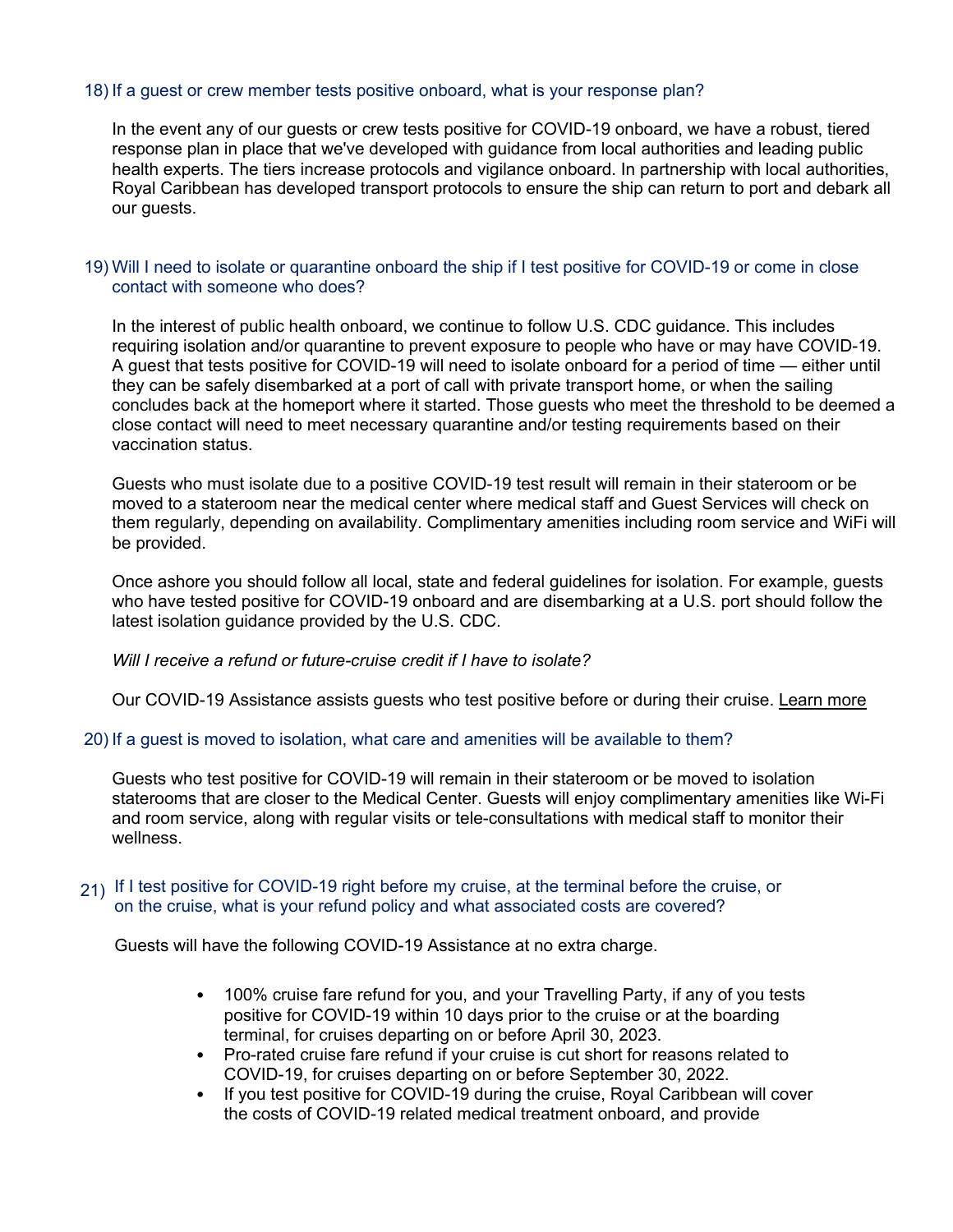18) If a guest or crew member tests positive onboard, what is your response plan?

In the event any of our guests or crew tests positive for COVID-19 onboard, we have a robust, tiered response plan in place that we've developed with guidance from local authorities and leading public health experts. The tiers increase protocols and vigilance onboard. In partnership with local authorities, Royal Caribbean has developed transport protocols to ensure the ship can return to port and debark all our guests.

19) Will I need to isolate or quarantine onboard the ship if I test positive for COVID-19 or come in close contact with someone who does?

In the interest of public health onboard, we continue to follow U.S. CDC guidance. This includes requiring isolation and/or quarantine to prevent exposure to people who have or may have COVID-19. A guest that tests positive for COVID-19 will need to isolate onboard for a period of time — either until they can be safely disembarked at a port of call with private transport home, or when the sailing concludes back at the homeport where it started. Those guests who meet the threshold to be deemed a close contact will need to meet necessary quarantine and/or testing requirements based on their vaccination status.

Guests who must isolate due to a positive COVID-19 test result will remain in their stateroom or be moved to a stateroom near the medical center where medical staff and Guest Services will check on them regularly, depending on availability. Complimentary amenities including room service and WiFi will be provided.

Once ashore you should follow all local, state and federal guidelines for isolation. For example, guests who have tested positive for COVID-19 onboard and are disembarking at a U.S. port should follow the latest isolation guidance provided by the U.S. CDC.

*Will I receive a refund or future-cruise credit if I have to isolate?*

Our COVID-19 Assistance assists guests who test positive before or during their cruise. Learn more

20) If a guest is moved to isolation, what care and amenities will be available to them?

Guests who test positive for COVID-19 will remain in their stateroom or be moved to isolation staterooms that are closer to the Medical Center. Guests will enjoy complimentary amenities like Wi-Fi and room service, along with regular visits or tele-consultations with medical staff to monitor their wellness.

21) If I test positive for COVID-19 right before my cruise, at the terminal before the cruise, or on the cruise, what is your refund policy and what associated costs are covered?

Guests will have the following COVID-19 Assistance at no extra charge.

- 100% cruise fare refund for you, and your Travelling Party, if any of you tests positive for COVID-19 within 10 days prior to the cruise or at the boarding terminal, for cruises departing on or before April 30, 2023.
- Pro-rated cruise fare refund if your cruise is cut short for reasons related to COVID-19, for cruises departing on or before September 30, 2022.
- If you test positive for COVID-19 during the cruise, Royal Caribbean will cover the costs of COVID-19 related medical treatment onboard, and provide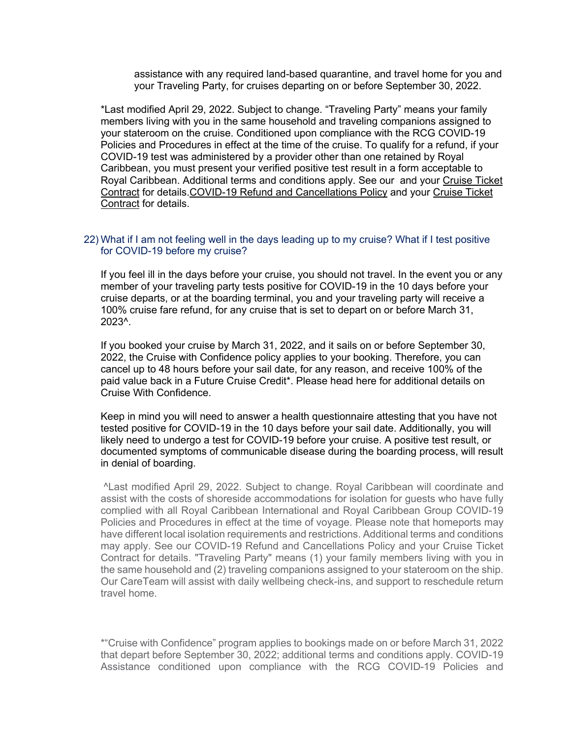assistance with any required land-based quarantine, and travel home for you and your Traveling Party, for cruises departing on or before September 30, 2022.

*Last modified April 29, 2022. Subject to change. "Traveling Party" means your family members living with you in the same household and traveling companions assigned to your stateroom on the cruise. Conditioned upon compliance with the RCG COVID-19 Policies and Procedures in effect at the time of the cruise. To qualify for a refund, if your COVID-19 test was administered by a provider other than one retained by Royal Caribbean, you must present your verified positive test result in a form acceptable to Royal Caribbean. Additional terms and conditions apply. See our  and your Cruise Ticket Contract for details.COVID-19 Refund and Cancellations Policy and your Cruise Ticket Contract for details.

22) What if I am not feeling well in the days leading up to my cruise? What if I test positive for COVID-19 before my cruise?

If you feel ill in the days before your cruise, you should not travel. In the event you or any member of your traveling party tests positive for COVID-19 in the 10 days before your cruise departs, or at the boarding terminal, you and your traveling party will receive a 100% cruise fare refund, for any cruise that is set to depart on or before March 31, 2023^.

If you booked your cruise by March 31, 2022, and it sails on or before September 30, 2022, the Cruise with Confidence policy applies to your booking. Therefore, you can cancel up to 48 hours before your sail date, for any reason, and receive 100% of the paid value back in a Future Cruise Credit*. Please head here for additional details on Cruise With Confidence.

Keep in mind you will need to answer a health questionnaire attesting that you have not tested positive for COVID-19 in the 10 days before your sail date. Additionally, you will likely need to undergo a test for COVID-19 before your cruise. A positive test result, or documented symptoms of communicable disease during the boarding process, will result in denial of boarding.

^Last modified April 29, 2022. Subject to change. Royal Caribbean will coordinate and assist with the costs of shoreside accommodations for isolation for guests who have fully complied with all Royal Caribbean International and Royal Caribbean Group COVID-19 Policies and Procedures in effect at the time of voyage. Please note that homeports may have different local isolation requirements and restrictions. Additional terms and conditions may apply. See our COVID-19 Refund and Cancellations Policy and your Cruise Ticket Contract for details. "Traveling Party" means (1) your family members living with you in the same household and (2) traveling companions assigned to your stateroom on the ship. Our CareTeam will assist with daily wellbeing check-ins, and support to reschedule return travel home.

*"Cruise with Confidence" program applies to bookings made on or before March 31, 2022 that depart before September 30, 2022; additional terms and conditions apply. COVID-19 Assistance conditioned upon compliance with the RCG COVID-19 Policies and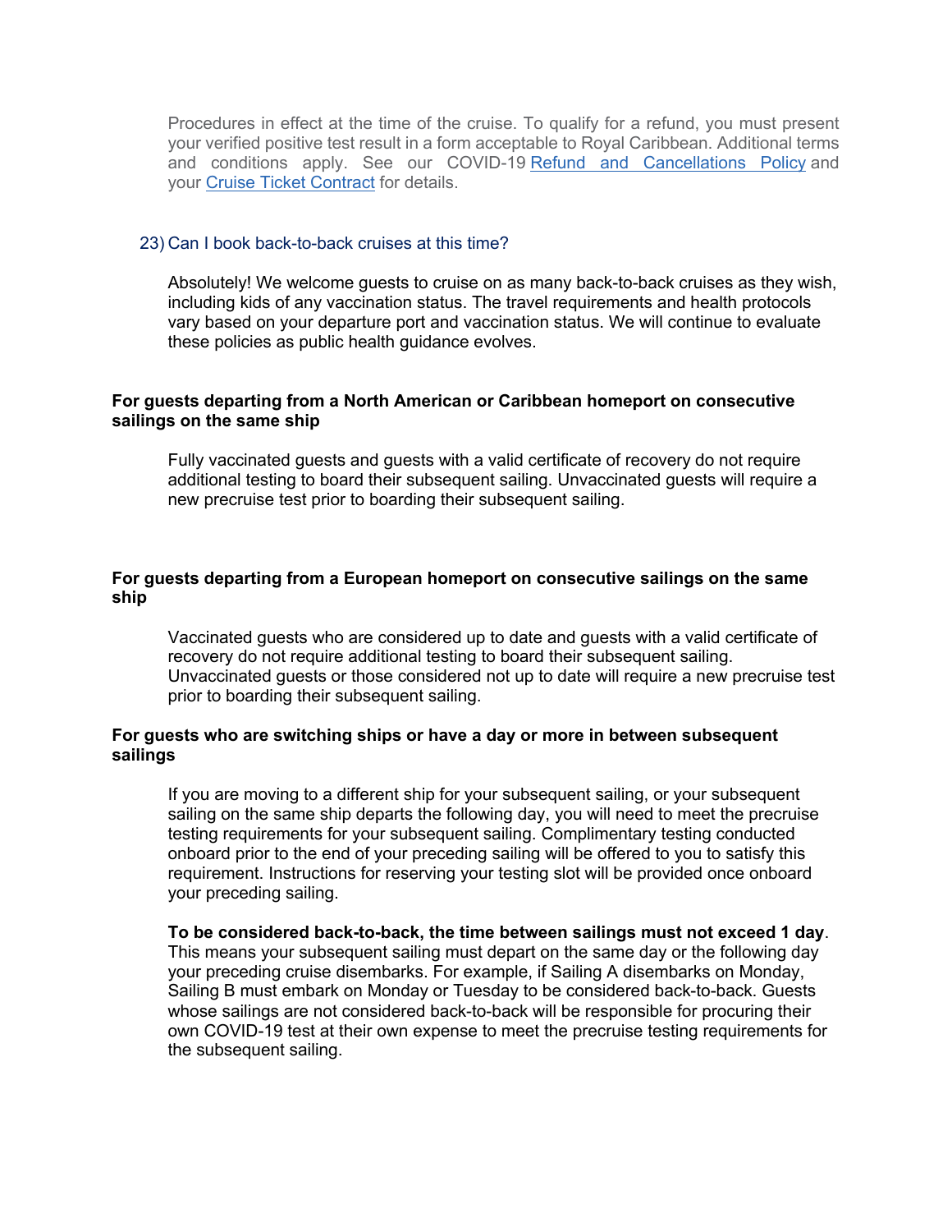Procedures in effect at the time of the cruise. To qualify for a refund, you must present your verified positive test result in a form acceptable to Royal Caribbean. Additional terms and conditions apply. See our COVID-19 Refund and Cancellations Policy and your Cruise Ticket Contract for details.

23) Can I book back-to-back cruises at this time?

Absolutely! We welcome guests to cruise on as many back-to-back cruises as they wish, including kids of any vaccination status. The travel requirements and health protocols vary based on your departure port and vaccination status. We will continue to evaluate these policies as public health guidance evolves.

**For guests departing from a North American or Caribbean homeport on consecutive sailings on the same ship**

Fully vaccinated guests and guests with a valid certificate of recovery do not require additional testing to board their subsequent sailing. Unvaccinated guests will require a new precruise test prior to boarding their subsequent sailing.

**For guests departing from a European homeport on consecutive sailings on the same ship**

Vaccinated guests who are considered up to date and guests with a valid certificate of recovery do not require additional testing to board their subsequent sailing. Unvaccinated guests or those considered not up to date will require a new precruise test prior to boarding their subsequent sailing.

**For guests who are switching ships or have a day or more in between subsequent sailings**

If you are moving to a different ship for your subsequent sailing, or your subsequent sailing on the same ship departs the following day, you will need to meet the precruise testing requirements for your subsequent sailing. Complimentary testing conducted onboard prior to the end of your preceding sailing will be offered to you to satisfy this requirement. Instructions for reserving your testing slot will be provided once onboard your preceding sailing.

**To be considered back-to-back, the time between sailings must not exceed 1 day**. This means your subsequent sailing must depart on the same day or the following day your preceding cruise disembarks. For example, if Sailing A disembarks on Monday, Sailing B must embark on Monday or Tuesday to be considered back-to-back. Guests whose sailings are not considered back-to-back will be responsible for procuring their own COVID-19 test at their own expense to meet the precruise testing requirements for the subsequent sailing.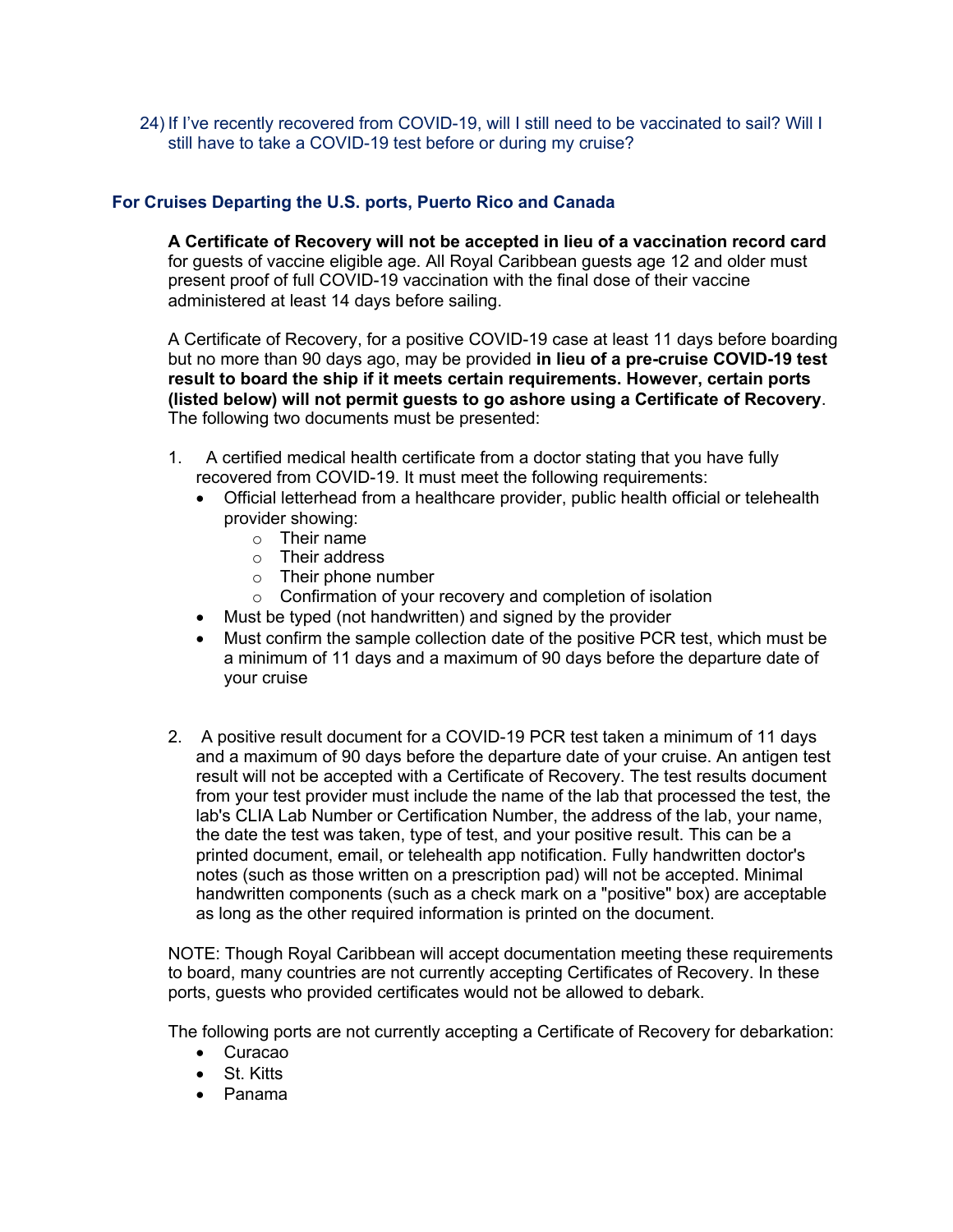24) If I've recently recovered from COVID-19, will I still need to be vaccinated to sail? Will I still have to take a COVID-19 test before or during my cruise?

### For Cruises Departing the U.S. ports, Puerto Rico and Canada

**A Certificate of Recovery will not be accepted in lieu of a vaccination record card** for guests of vaccine eligible age. All Royal Caribbean guests age 12 and older must present proof of full COVID-19 vaccination with the final dose of their vaccine administered at least 14 days before sailing.

A Certificate of Recovery, for a positive COVID-19 case at least 11 days before boarding but no more than 90 days ago, may be provided **in lieu of a pre-cruise COVID-19 test result to board the ship if it meets certain requirements. However, certain ports (listed below) will not permit guests to go ashore using a Certificate of Recovery**. The following two documents must be presented:

1. A certified medical health certificate from a doctor stating that you have fully recovered from COVID-19. It must meet the following requirements:
   - Official letterhead from a healthcare provider, public health official or telehealth provider showing:
     - Their name
     - Their address
     - Their phone number
     - Confirmation of your recovery and completion of isolation
   - Must be typed (not handwritten) and signed by the provider
   - Must confirm the sample collection date of the positive PCR test, which must be a minimum of 11 days and a maximum of 90 days before the departure date of your cruise

2. A positive result document for a COVID-19 PCR test taken a minimum of 11 days and a maximum of 90 days before the departure date of your cruise. An antigen test result will not be accepted with a Certificate of Recovery. The test results document from your test provider must include the name of the lab that processed the test, the lab's CLIA Lab Number or Certification Number, the address of the lab, your name, the date the test was taken, type of test, and your positive result. This can be a printed document, email, or telehealth app notification. Fully handwritten doctor's notes (such as those written on a prescription pad) will not be accepted. Minimal handwritten components (such as a check mark on a "positive" box) are acceptable as long as the other required information is printed on the document.

NOTE: Though Royal Caribbean will accept documentation meeting these requirements to board, many countries are not currently accepting Certificates of Recovery. In these ports, guests who provided certificates would not be allowed to debark.

The following ports are not currently accepting a Certificate of Recovery for debarkation:

- Curacao
- St. Kitts
- Panama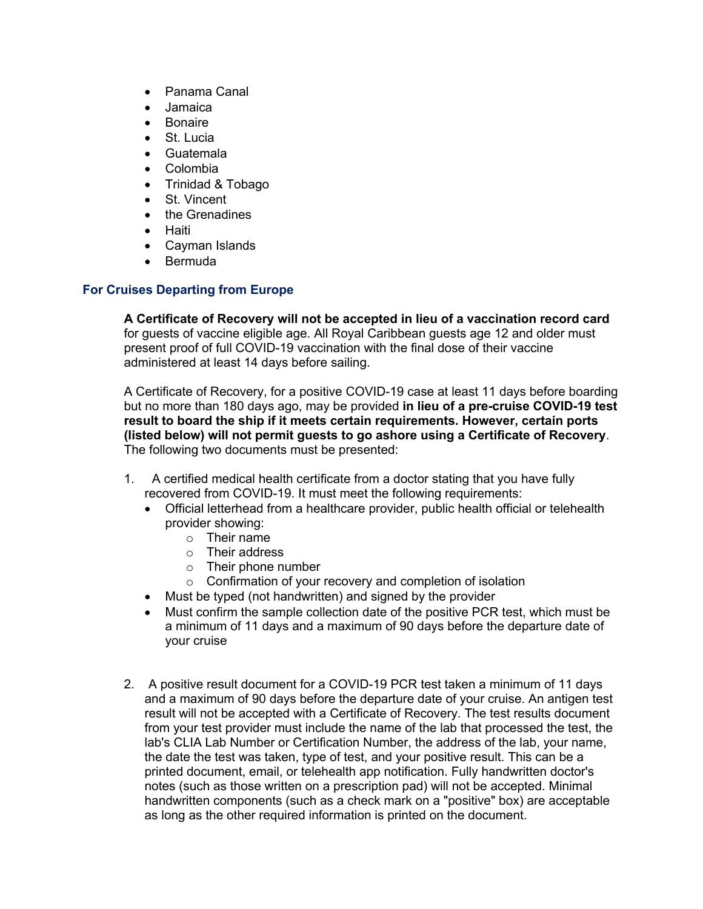- Panama Canal
- Jamaica
- Bonaire
- St. Lucia
- Guatemala
- Colombia
- Trinidad & Tobago
- St. Vincent
- the Grenadines
- Haiti
- Cayman Islands
- Bermuda

### For Cruises Departing from Europe

**A Certificate of Recovery will not be accepted in lieu of a vaccination record card** for guests of vaccine eligible age. All Royal Caribbean guests age 12 and older must present proof of full COVID-19 vaccination with the final dose of their vaccine administered at least 14 days before sailing.

A Certificate of Recovery, for a positive COVID-19 case at least 11 days before boarding but no more than 180 days ago, may be provided **in lieu of a pre-cruise COVID-19 test result to board the ship if it meets certain requirements. However, certain ports (listed below) will not permit guests to go ashore using a Certificate of Recovery**. The following two documents must be presented:

1. A certified medical health certificate from a doctor stating that you have fully recovered from COVID-19. It must meet the following requirements:
   - Official letterhead from a healthcare provider, public health official or telehealth provider showing:
     - Their name
     - Their address
     - Their phone number
     - Confirmation of your recovery and completion of isolation
   - Must be typed (not handwritten) and signed by the provider
   - Must confirm the sample collection date of the positive PCR test, which must be a minimum of 11 days and a maximum of 90 days before the departure date of your cruise

2. A positive result document for a COVID-19 PCR test taken a minimum of 11 days and a maximum of 90 days before the departure date of your cruise. An antigen test result will not be accepted with a Certificate of Recovery. The test results document from your test provider must include the name of the lab that processed the test, the lab's CLIA Lab Number or Certification Number, the address of the lab, your name, the date the test was taken, type of test, and your positive result. This can be a printed document, email, or telehealth app notification. Fully handwritten doctor's notes (such as those written on a prescription pad) will not be accepted. Minimal handwritten components (such as a check mark on a "positive" box) are acceptable as long as the other required information is printed on the document.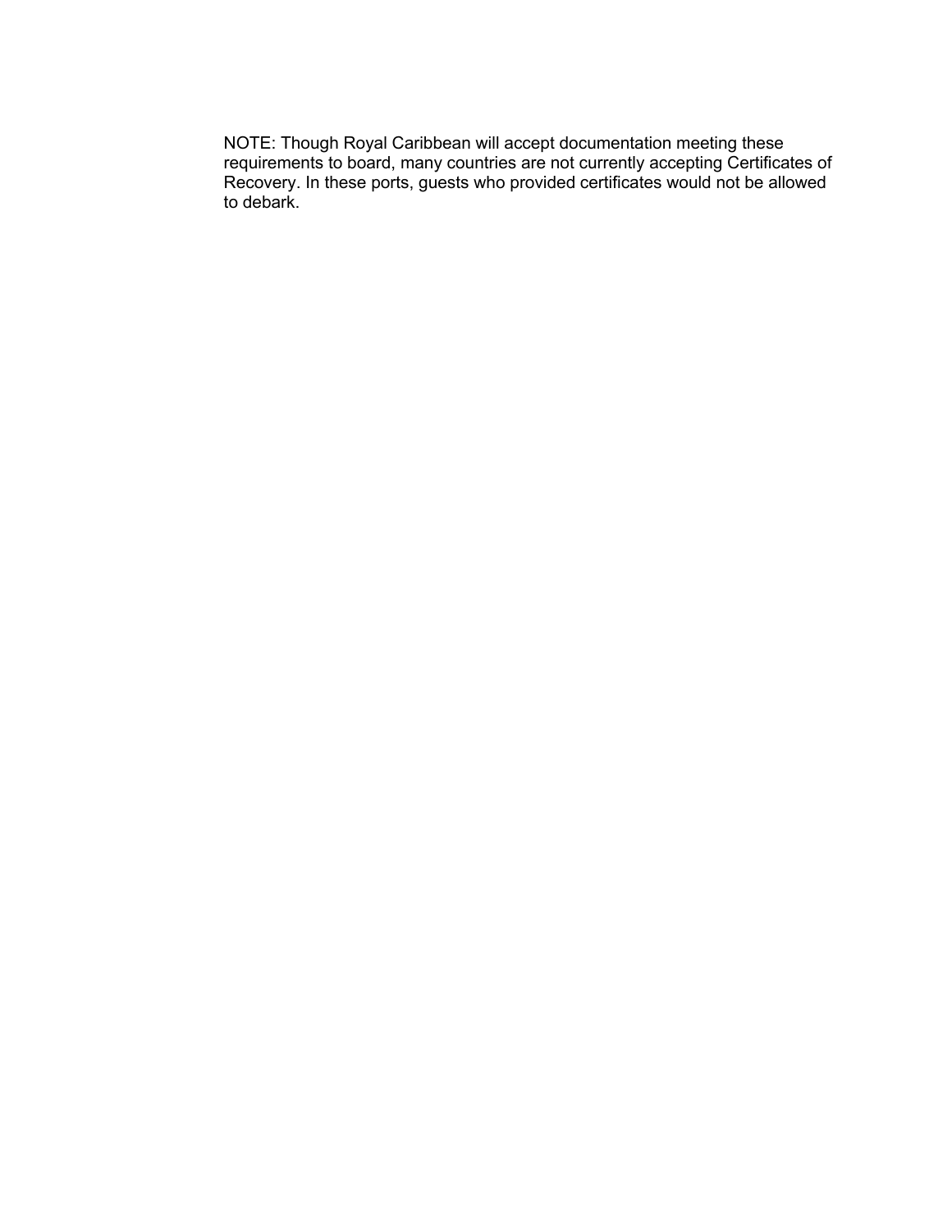NOTE: Though Royal Caribbean will accept documentation meeting these requirements to board, many countries are not currently accepting Certificates of Recovery. In these ports, guests who provided certificates would not be allowed to debark.